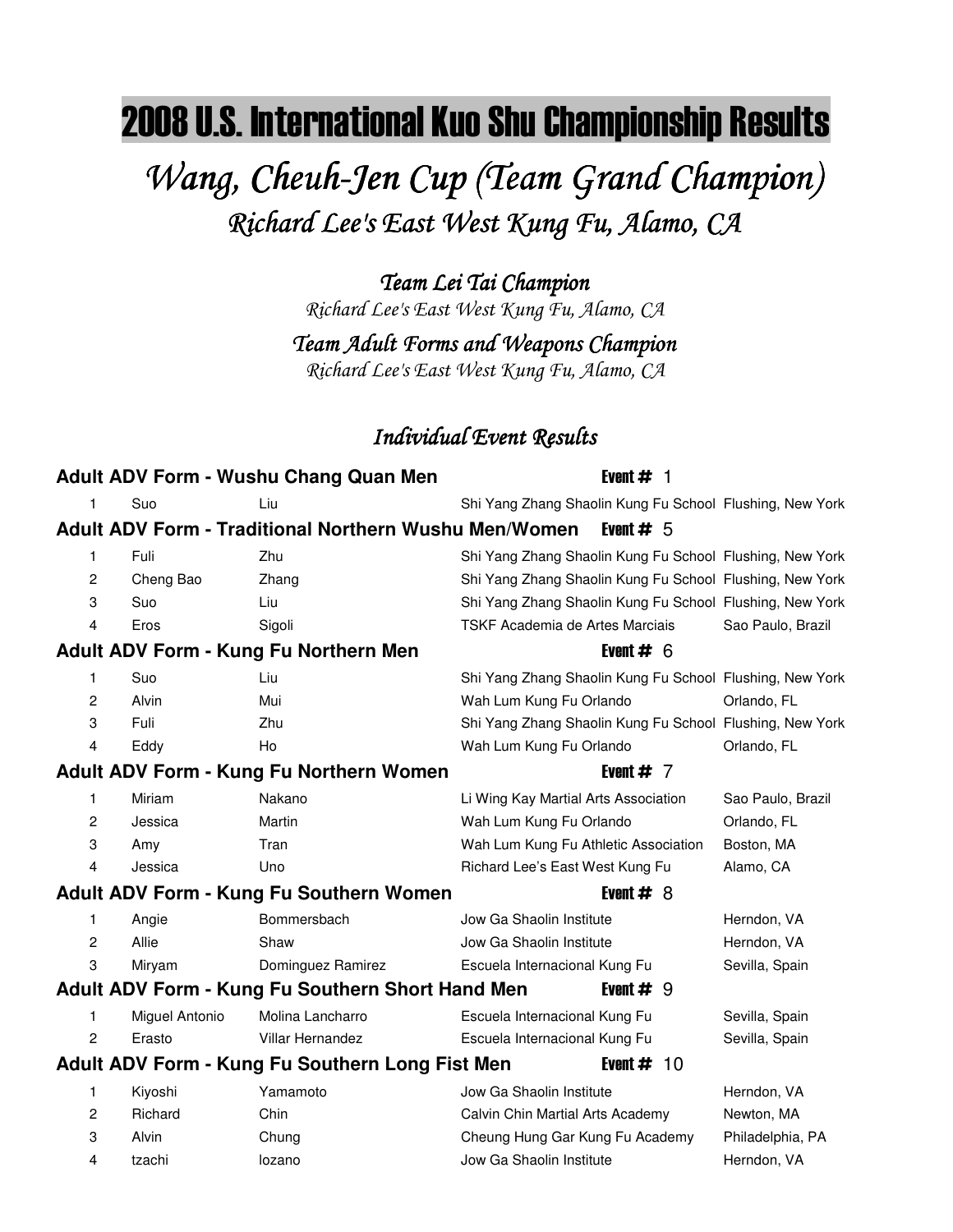# 2008 U.S. International Kuo Shu Championship Results

## *Wang, Cheuh-Jen Cup (Team Grand Champion)*

### *Richard Lee's East West Kung Fu, Alamo, CA*

### *Team Lei Tai Champion*

*Richard Lee's East West Kung Fu, Alamo, CA*

### *Team Adult Forms and Weapons Champion*

*Richard Lee's East West Kung Fu, Alamo, CA*

## *Individual Event Results*

**Adult ADV Form - Wushu Chang Quan Men** — **Event #** 1

| | | | | |
|---|---|---|---|---|
| 1 | Suo | Liu | Shi Yang Zhang Shaolin Kung Fu School | Flushing, New York |

**Adult ADV Form - Traditional Northern Wushu Men/Women** — **Event #** 5

| | | | | |
|---|---|---|---|---|
| 1 | Fuli | Zhu | Shi Yang Zhang Shaolin Kung Fu School | Flushing, New York |
| 2 | Cheng Bao | Zhang | Shi Yang Zhang Shaolin Kung Fu School | Flushing, New York |
| 3 | Suo | Liu | Shi Yang Zhang Shaolin Kung Fu School | Flushing, New York |
| 4 | Eros | Sigoli | TSKF Academia de Artes Marciais | Sao Paulo, Brazil |

**Adult ADV Form - Kung Fu Northern Men** — **Event #** 6

| | | | | |
|---|---|---|---|---|
| 1 | Suo | Liu | Shi Yang Zhang Shaolin Kung Fu School | Flushing, New York |
| 2 | Alvin | Mui | Wah Lum Kung Fu Orlando | Orlando, FL |
| 3 | Fuli | Zhu | Shi Yang Zhang Shaolin Kung Fu School | Flushing, New York |
| 4 | Eddy | Ho | Wah Lum Kung Fu Orlando | Orlando, FL |

**Adult ADV Form - Kung Fu Northern Women** — **Event #** 7

| | | | | |
|---|---|---|---|---|
| 1 | Miriam | Nakano | Li Wing Kay Martial Arts Association | Sao Paulo, Brazil |
| 2 | Jessica | Martin | Wah Lum Kung Fu Orlando | Orlando, FL |
| 3 | Amy | Tran | Wah Lum Kung Fu Athletic Association | Boston, MA |
| 4 | Jessica | Uno | Richard Lee's East West Kung Fu | Alamo, CA |

**Adult ADV Form - Kung Fu Southern Women** — **Event #** 8

| | | | | |
|---|---|---|---|---|
| 1 | Angie | Bommersbach | Jow Ga Shaolin Institute | Herndon, VA |
| 2 | Allie | Shaw | Jow Ga Shaolin Institute | Herndon, VA |
| 3 | Miryam | Dominguez Ramirez | Escuela Internacional Kung Fu | Sevilla, Spain |

**Adult ADV Form - Kung Fu Southern Short Hand Men** — **Event #** 9

| | | | | |
|---|---|---|---|---|
| 1 | Miguel Antonio | Molina Lancharro | Escuela Internacional Kung Fu | Sevilla, Spain |
| 2 | Erasto | Villar Hernandez | Escuela Internacional Kung Fu | Sevilla, Spain |

**Adult ADV Form - Kung Fu Southern Long Fist Men** — **Event #** 10

| | | | | |
|---|---|---|---|---|
| 1 | Kiyoshi | Yamamoto | Jow Ga Shaolin Institute | Herndon, VA |
| 2 | Richard | Chin | Calvin Chin Martial Arts Academy | Newton, MA |
| 3 | Alvin | Chung | Cheung Hung Gar Kung Fu Academy | Philadelphia, PA |
| 4 | tzachi | lozano | Jow Ga Shaolin Institute | Herndon, VA |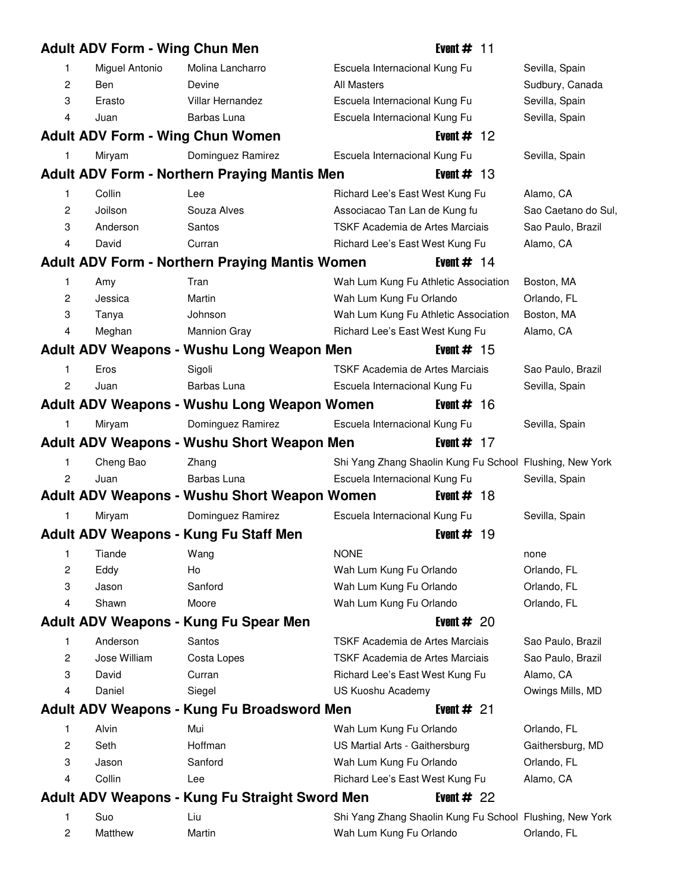## Adult ADV Form - Wing Chun Men — Event # 11

| | | | | |
|---|---|---|---|---|
| 1 | Miguel Antonio | Molina Lancharro | Escuela Internacional Kung Fu | Sevilla, Spain |
| 2 | Ben | Devine | All Masters | Sudbury, Canada |
| 3 | Erasto | Villar Hernandez | Escuela Internacional Kung Fu | Sevilla, Spain |
| 4 | Juan | Barbas Luna | Escuela Internacional Kung Fu | Sevilla, Spain |

## Adult ADV Form - Wing Chun Women — Event # 12

| | | | | |
|---|---|---|---|---|
| 1 | Miryam | Dominguez Ramirez | Escuela Internacional Kung Fu | Sevilla, Spain |

## Adult ADV Form - Northern Praying Mantis Men — Event # 13

| | | | | |
|---|---|---|---|---|
| 1 | Collin | Lee | Richard Lee's East West Kung Fu | Alamo, CA |
| 2 | Joilson | Souza Alves | Associacao Tan Lan de Kung fu | Sao Caetano do Sul, |
| 3 | Anderson | Santos | TSKF Academia de Artes Marciais | Sao Paulo, Brazil |
| 4 | David | Curran | Richard Lee's East West Kung Fu | Alamo, CA |

## Adult ADV Form - Northern Praying Mantis Women — Event # 14

| | | | | |
|---|---|---|---|---|
| 1 | Amy | Tran | Wah Lum Kung Fu Athletic Association | Boston, MA |
| 2 | Jessica | Martin | Wah Lum Kung Fu Orlando | Orlando, FL |
| 3 | Tanya | Johnson | Wah Lum Kung Fu Athletic Association | Boston, MA |
| 4 | Meghan | Mannion Gray | Richard Lee's East West Kung Fu | Alamo, CA |

## Adult ADV Weapons - Wushu Long Weapon Men — Event # 15

| | | | | |
|---|---|---|---|---|
| 1 | Eros | Sigoli | TSKF Academia de Artes Marciais | Sao Paulo, Brazil |
| 2 | Juan | Barbas Luna | Escuela Internacional Kung Fu | Sevilla, Spain |

## Adult ADV Weapons - Wushu Long Weapon Women — Event # 16

| | | | | |
|---|---|---|---|---|
| 1 | Miryam | Dominguez Ramirez | Escuela Internacional Kung Fu | Sevilla, Spain |

## Adult ADV Weapons - Wushu Short Weapon Men — Event # 17

| | | | | |
|---|---|---|---|---|
| 1 | Cheng Bao | Zhang | Shi Yang Zhang Shaolin Kung Fu School | Flushing, New York |
| 2 | Juan | Barbas Luna | Escuela Internacional Kung Fu | Sevilla, Spain |

## Adult ADV Weapons - Wushu Short Weapon Women — Event # 18

| | | | | |
|---|---|---|---|---|
| 1 | Miryam | Dominguez Ramirez | Escuela Internacional Kung Fu | Sevilla, Spain |

## Adult ADV Weapons - Kung Fu Staff Men — Event # 19

| | | | | |
|---|---|---|---|---|
| 1 | Tiande | Wang | NONE | none |
| 2 | Eddy | Ho | Wah Lum Kung Fu Orlando | Orlando, FL |
| 3 | Jason | Sanford | Wah Lum Kung Fu Orlando | Orlando, FL |
| 4 | Shawn | Moore | Wah Lum Kung Fu Orlando | Orlando, FL |

## Adult ADV Weapons - Kung Fu Spear Men — Event # 20

| | | | | |
|---|---|---|---|---|
| 1 | Anderson | Santos | TSKF Academia de Artes Marciais | Sao Paulo, Brazil |
| 2 | Jose William | Costa Lopes | TSKF Academia de Artes Marciais | Sao Paulo, Brazil |
| 3 | David | Curran | Richard Lee's East West Kung Fu | Alamo, CA |
| 4 | Daniel | Siegel | US Kuoshu Academy | Owings Mills, MD |

## Adult ADV Weapons - Kung Fu Broadsword Men — Event # 21

| | | | | |
|---|---|---|---|---|
| 1 | Alvin | Mui | Wah Lum Kung Fu Orlando | Orlando, FL |
| 2 | Seth | Hoffman | US Martial Arts - Gaithersburg | Gaithersburg, MD |
| 3 | Jason | Sanford | Wah Lum Kung Fu Orlando | Orlando, FL |
| 4 | Collin | Lee | Richard Lee's East West Kung Fu | Alamo, CA |

## Adult ADV Weapons - Kung Fu Straight Sword Men — Event # 22

| | | | | |
|---|---|---|---|---|
| 1 | Suo | Liu | Shi Yang Zhang Shaolin Kung Fu School | Flushing, New York |
| 2 | Matthew | Martin | Wah Lum Kung Fu Orlando | Orlando, FL |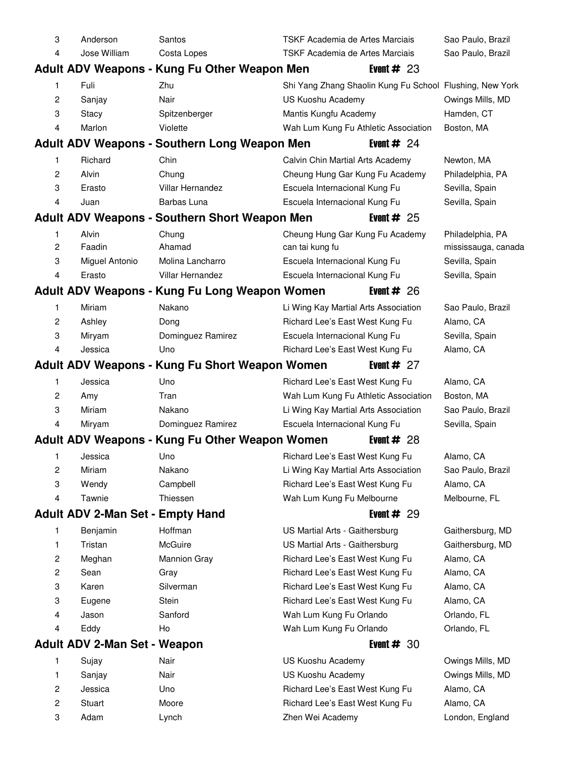| | | | | |
|---|---|---|---|---|
| 3 | Anderson | Santos | TSKF Academia de Artes Marciais | Sao Paulo, Brazil |
| 4 | Jose William | Costa Lopes | TSKF Academia de Artes Marciais | Sao Paulo, Brazil |

### Adult ADV Weapons - Kung Fu Other Weapon Men — Event # 23

| | | | | |
|---|---|---|---|---|
| 1 | Fuli | Zhu | Shi Yang Zhang Shaolin Kung Fu School | Flushing, New York |
| 2 | Sanjay | Nair | US Kuoshu Academy | Owings Mills, MD |
| 3 | Stacy | Spitzenberger | Mantis Kungfu Academy | Hamden, CT |
| 4 | Marlon | Violette | Wah Lum Kung Fu Athletic Association | Boston, MA |

### Adult ADV Weapons - Southern Long Weapon Men — Event # 24

| | | | | |
|---|---|---|---|---|
| 1 | Richard | Chin | Calvin Chin Martial Arts Academy | Newton, MA |
| 2 | Alvin | Chung | Cheung Hung Gar Kung Fu Academy | Philadelphia, PA |
| 3 | Erasto | Villar Hernandez | Escuela Internacional Kung Fu | Sevilla, Spain |
| 4 | Juan | Barbas Luna | Escuela Internacional Kung Fu | Sevilla, Spain |

### Adult ADV Weapons - Southern Short Weapon Men — Event # 25

| | | | | |
|---|---|---|---|---|
| 1 | Alvin | Chung | Cheung Hung Gar Kung Fu Academy | Philadelphia, PA |
| 2 | Faadin | Ahamad | can tai kung fu | mississauga, canada |
| 3 | Miguel Antonio | Molina Lancharro | Escuela Internacional Kung Fu | Sevilla, Spain |
| 4 | Erasto | Villar Hernandez | Escuela Internacional Kung Fu | Sevilla, Spain |

### Adult ADV Weapons - Kung Fu Long Weapon Women — Event # 26

| | | | | |
|---|---|---|---|---|
| 1 | Miriam | Nakano | Li Wing Kay Martial Arts Association | Sao Paulo, Brazil |
| 2 | Ashley | Dong | Richard Lee's East West Kung Fu | Alamo, CA |
| 3 | Miryam | Dominguez Ramirez | Escuela Internacional Kung Fu | Sevilla, Spain |
| 4 | Jessica | Uno | Richard Lee's East West Kung Fu | Alamo, CA |

### Adult ADV Weapons - Kung Fu Short Weapon Women — Event # 27

| | | | | |
|---|---|---|---|---|
| 1 | Jessica | Uno | Richard Lee's East West Kung Fu | Alamo, CA |
| 2 | Amy | Tran | Wah Lum Kung Fu Athletic Association | Boston, MA |
| 3 | Miriam | Nakano | Li Wing Kay Martial Arts Association | Sao Paulo, Brazil |
| 4 | Miryam | Dominguez Ramirez | Escuela Internacional Kung Fu | Sevilla, Spain |

### Adult ADV Weapons - Kung Fu Other Weapon Women — Event # 28

| | | | | |
|---|---|---|---|---|
| 1 | Jessica | Uno | Richard Lee's East West Kung Fu | Alamo, CA |
| 2 | Miriam | Nakano | Li Wing Kay Martial Arts Association | Sao Paulo, Brazil |
| 3 | Wendy | Campbell | Richard Lee's East West Kung Fu | Alamo, CA |
| 4 | Tawnie | Thiessen | Wah Lum Kung Fu Melbourne | Melbourne, FL |

### Adult ADV 2-Man Set - Empty Hand — Event # 29

| | | | | |
|---|---|---|---|---|
| 1 | Benjamin | Hoffman | US Martial Arts - Gaithersburg | Gaithersburg, MD |
| 1 | Tristan | McGuire | US Martial Arts - Gaithersburg | Gaithersburg, MD |
| 2 | Meghan | Mannion Gray | Richard Lee's East West Kung Fu | Alamo, CA |
| 2 | Sean | Gray | Richard Lee's East West Kung Fu | Alamo, CA |
| 3 | Karen | Silverman | Richard Lee's East West Kung Fu | Alamo, CA |
| 3 | Eugene | Stein | Richard Lee's East West Kung Fu | Alamo, CA |
| 4 | Jason | Sanford | Wah Lum Kung Fu Orlando | Orlando, FL |
| 4 | Eddy | Ho | Wah Lum Kung Fu Orlando | Orlando, FL |

### Adult ADV 2-Man Set - Weapon — Event # 30

| | | | | |
|---|---|---|---|---|
| 1 | Sujay | Nair | US Kuoshu Academy | Owings Mills, MD |
| 1 | Sanjay | Nair | US Kuoshu Academy | Owings Mills, MD |
| 2 | Jessica | Uno | Richard Lee's East West Kung Fu | Alamo, CA |
| 2 | Stuart | Moore | Richard Lee's East West Kung Fu | Alamo, CA |
| 3 | Adam | Lynch | Zhen Wei Academy | London, England |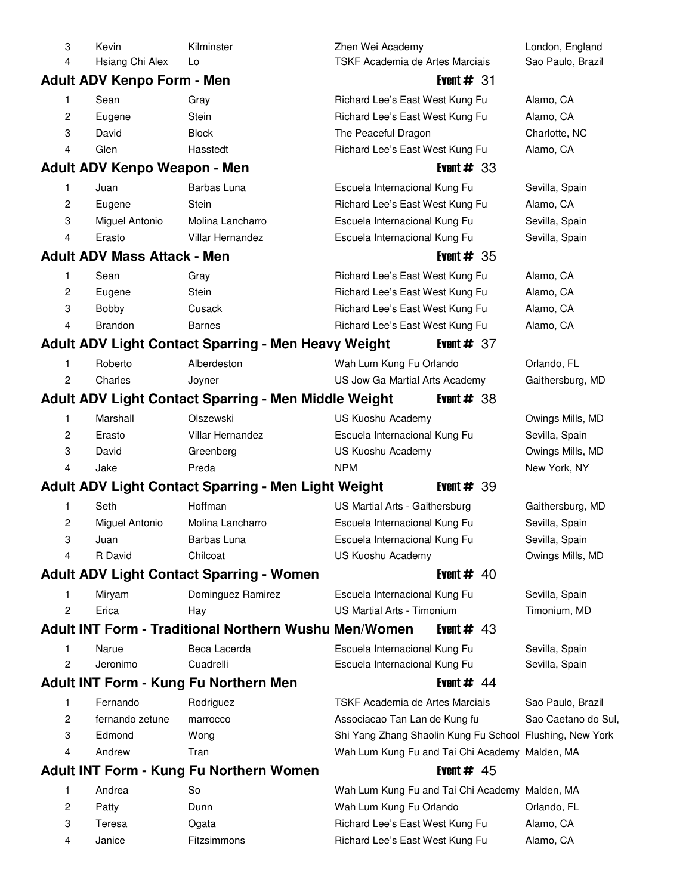| | | | | |
|---|---|---|---|---|
| 3 | Kevin | Kilminster | Zhen Wei Academy | London, England |
| 4 | Hsiang Chi Alex | Lo | TSKF Academia de Artes Marciais | Sao Paulo, Brazil |

### Adult ADV Kenpo Form - Men — Event # 31

| | | | | |
|---|---|---|---|---|
| 1 | Sean | Gray | Richard Lee's East West Kung Fu | Alamo, CA |
| 2 | Eugene | Stein | Richard Lee's East West Kung Fu | Alamo, CA |
| 3 | David | Block | The Peaceful Dragon | Charlotte, NC |
| 4 | Glen | Hasstedt | Richard Lee's East West Kung Fu | Alamo, CA |

### Adult ADV Kenpo Weapon - Men — Event # 33

| | | | | |
|---|---|---|---|---|
| 1 | Juan | Barbas Luna | Escuela Internacional Kung Fu | Sevilla, Spain |
| 2 | Eugene | Stein | Richard Lee's East West Kung Fu | Alamo, CA |
| 3 | Miguel Antonio | Molina Lancharro | Escuela Internacional Kung Fu | Sevilla, Spain |
| 4 | Erasto | Villar Hernandez | Escuela Internacional Kung Fu | Sevilla, Spain |

### Adult ADV Mass Attack - Men — Event # 35

| | | | | |
|---|---|---|---|---|
| 1 | Sean | Gray | Richard Lee's East West Kung Fu | Alamo, CA |
| 2 | Eugene | Stein | Richard Lee's East West Kung Fu | Alamo, CA |
| 3 | Bobby | Cusack | Richard Lee's East West Kung Fu | Alamo, CA |
| 4 | Brandon | Barnes | Richard Lee's East West Kung Fu | Alamo, CA |

### Adult ADV Light Contact Sparring - Men Heavy Weight — Event # 37

| | | | | |
|---|---|---|---|---|
| 1 | Roberto | Alberdeston | Wah Lum Kung Fu Orlando | Orlando, FL |
| 2 | Charles | Joyner | US Jow Ga Martial Arts Academy | Gaithersburg, MD |

### Adult ADV Light Contact Sparring - Men Middle Weight — Event # 38

| | | | | |
|---|---|---|---|---|
| 1 | Marshall | Olszewski | US Kuoshu Academy | Owings Mills, MD |
| 2 | Erasto | Villar Hernandez | Escuela Internacional Kung Fu | Sevilla, Spain |
| 3 | David | Greenberg | US Kuoshu Academy | Owings Mills, MD |
| 4 | Jake | Preda | NPM | New York, NY |

### Adult ADV Light Contact Sparring - Men Light Weight — Event # 39

| | | | | |
|---|---|---|---|---|
| 1 | Seth | Hoffman | US Martial Arts - Gaithersburg | Gaithersburg, MD |
| 2 | Miguel Antonio | Molina Lancharro | Escuela Internacional Kung Fu | Sevilla, Spain |
| 3 | Juan | Barbas Luna | Escuela Internacional Kung Fu | Sevilla, Spain |
| 4 | R David | Chilcoat | US Kuoshu Academy | Owings Mills, MD |

### Adult ADV Light Contact Sparring - Women — Event # 40

| | | | | |
|---|---|---|---|---|
| 1 | Miryam | Dominguez Ramirez | Escuela Internacional Kung Fu | Sevilla, Spain |
| 2 | Erica | Hay | US Martial Arts - Timonium | Timonium, MD |

### Adult INT Form - Traditional Northern Wushu Men/Women — Event # 43

| | | | | |
|---|---|---|---|---|
| 1 | Narue | Beca Lacerda | Escuela Internacional Kung Fu | Sevilla, Spain |
| 2 | Jeronimo | Cuadrelli | Escuela Internacional Kung Fu | Sevilla, Spain |

### Adult INT Form - Kung Fu Northern Men — Event # 44

| | | | | |
|---|---|---|---|---|
| 1 | Fernando | Rodriguez | TSKF Academia de Artes Marciais | Sao Paulo, Brazil |
| 2 | fernando zetune | marrocco | Associacao Tan Lan de Kung fu | Sao Caetano do Sul, |
| 3 | Edmond | Wong | Shi Yang Zhang Shaolin Kung Fu School | Flushing, New York |
| 4 | Andrew | Tran | Wah Lum Kung Fu and Tai Chi Academy | Malden, MA |

### Adult INT Form - Kung Fu Northern Women — Event # 45

| | | | | |
|---|---|---|---|---|
| 1 | Andrea | So | Wah Lum Kung Fu and Tai Chi Academy | Malden, MA |
| 2 | Patty | Dunn | Wah Lum Kung Fu Orlando | Orlando, FL |
| 3 | Teresa | Ogata | Richard Lee's East West Kung Fu | Alamo, CA |
| 4 | Janice | Fitzsimmons | Richard Lee's East West Kung Fu | Alamo, CA |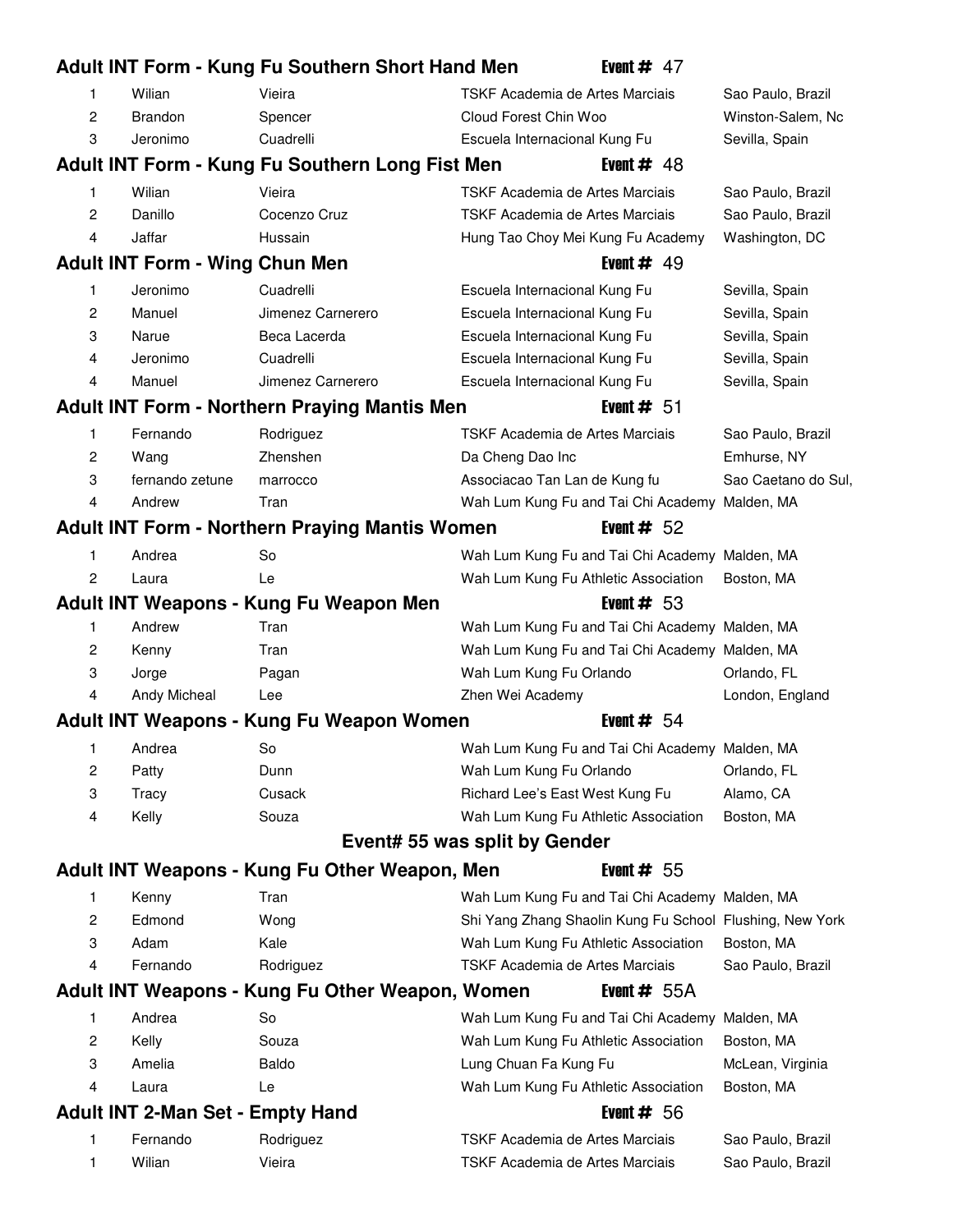## Adult INT Form - Kung Fu Southern Short Hand Men — Event # 47

| | | | | |
|---|---|---|---|---|
| 1 | Wilian | Vieira | TSKF Academia de Artes Marciais | Sao Paulo, Brazil |
| 2 | Brandon | Spencer | Cloud Forest Chin Woo | Winston-Salem, Nc |
| 3 | Jeronimo | Cuadrelli | Escuela Internacional Kung Fu | Sevilla, Spain |

## Adult INT Form - Kung Fu Southern Long Fist Men — Event # 48

| | | | | |
|---|---|---|---|---|
| 1 | Wilian | Vieira | TSKF Academia de Artes Marciais | Sao Paulo, Brazil |
| 2 | Danillo | Cocenzo Cruz | TSKF Academia de Artes Marciais | Sao Paulo, Brazil |
| 4 | Jaffar | Hussain | Hung Tao Choy Mei Kung Fu Academy | Washington, DC |

## Adult INT Form - Wing Chun Men — Event # 49

| | | | | |
|---|---|---|---|---|
| 1 | Jeronimo | Cuadrelli | Escuela Internacional Kung Fu | Sevilla, Spain |
| 2 | Manuel | Jimenez Carnerero | Escuela Internacional Kung Fu | Sevilla, Spain |
| 3 | Narue | Beca Lacerda | Escuela Internacional Kung Fu | Sevilla, Spain |
| 4 | Jeronimo | Cuadrelli | Escuela Internacional Kung Fu | Sevilla, Spain |
| 4 | Manuel | Jimenez Carnerero | Escuela Internacional Kung Fu | Sevilla, Spain |

## Adult INT Form - Northern Praying Mantis Men — Event # 51

| | | | | |
|---|---|---|---|---|
| 1 | Fernando | Rodriguez | TSKF Academia de Artes Marciais | Sao Paulo, Brazil |
| 2 | Wang | Zhenshen | Da Cheng Dao Inc | Emhurse, NY |
| 3 | fernando zetune | marrocco | Associacao Tan Lan de Kung fu | Sao Caetano do Sul, |
| 4 | Andrew | Tran | Wah Lum Kung Fu and Tai Chi Academy | Malden, MA |

## Adult INT Form - Northern Praying Mantis Women — Event # 52

| | | | | |
|---|---|---|---|---|
| 1 | Andrea | So | Wah Lum Kung Fu and Tai Chi Academy | Malden, MA |
| 2 | Laura | Le | Wah Lum Kung Fu Athletic Association | Boston, MA |

## Adult INT Weapons - Kung Fu Weapon Men — Event # 53

| | | | | |
|---|---|---|---|---|
| 1 | Andrew | Tran | Wah Lum Kung Fu and Tai Chi Academy | Malden, MA |
| 2 | Kenny | Tran | Wah Lum Kung Fu and Tai Chi Academy | Malden, MA |
| 3 | Jorge | Pagan | Wah Lum Kung Fu Orlando | Orlando, FL |
| 4 | Andy Micheal | Lee | Zhen Wei Academy | London, England |

## Adult INT Weapons - Kung Fu Weapon Women — Event # 54

| | | | | |
|---|---|---|---|---|
| 1 | Andrea | So | Wah Lum Kung Fu and Tai Chi Academy | Malden, MA |
| 2 | Patty | Dunn | Wah Lum Kung Fu Orlando | Orlando, FL |
| 3 | Tracy | Cusack | Richard Lee's East West Kung Fu | Alamo, CA |
| 4 | Kelly | Souza | Wah Lum Kung Fu Athletic Association | Boston, MA |

**Event# 55 was split by Gender**

## Adult INT Weapons - Kung Fu Other Weapon, Men — Event # 55

| | | | | |
|---|---|---|---|---|
| 1 | Kenny | Tran | Wah Lum Kung Fu and Tai Chi Academy | Malden, MA |
| 2 | Edmond | Wong | Shi Yang Zhang Shaolin Kung Fu School | Flushing, New York |
| 3 | Adam | Kale | Wah Lum Kung Fu Athletic Association | Boston, MA |
| 4 | Fernando | Rodriguez | TSKF Academia de Artes Marciais | Sao Paulo, Brazil |

## Adult INT Weapons - Kung Fu Other Weapon, Women — Event # 55A

| | | | | |
|---|---|---|---|---|
| 1 | Andrea | So | Wah Lum Kung Fu and Tai Chi Academy | Malden, MA |
| 2 | Kelly | Souza | Wah Lum Kung Fu Athletic Association | Boston, MA |
| 3 | Amelia | Baldo | Lung Chuan Fa Kung Fu | McLean, Virginia |
| 4 | Laura | Le | Wah Lum Kung Fu Athletic Association | Boston, MA |

## Adult INT 2-Man Set - Empty Hand — Event # 56

| | | | | |
|---|---|---|---|---|
| 1 | Fernando | Rodriguez | TSKF Academia de Artes Marciais | Sao Paulo, Brazil |
| 1 | Wilian | Vieira | TSKF Academia de Artes Marciais | Sao Paulo, Brazil |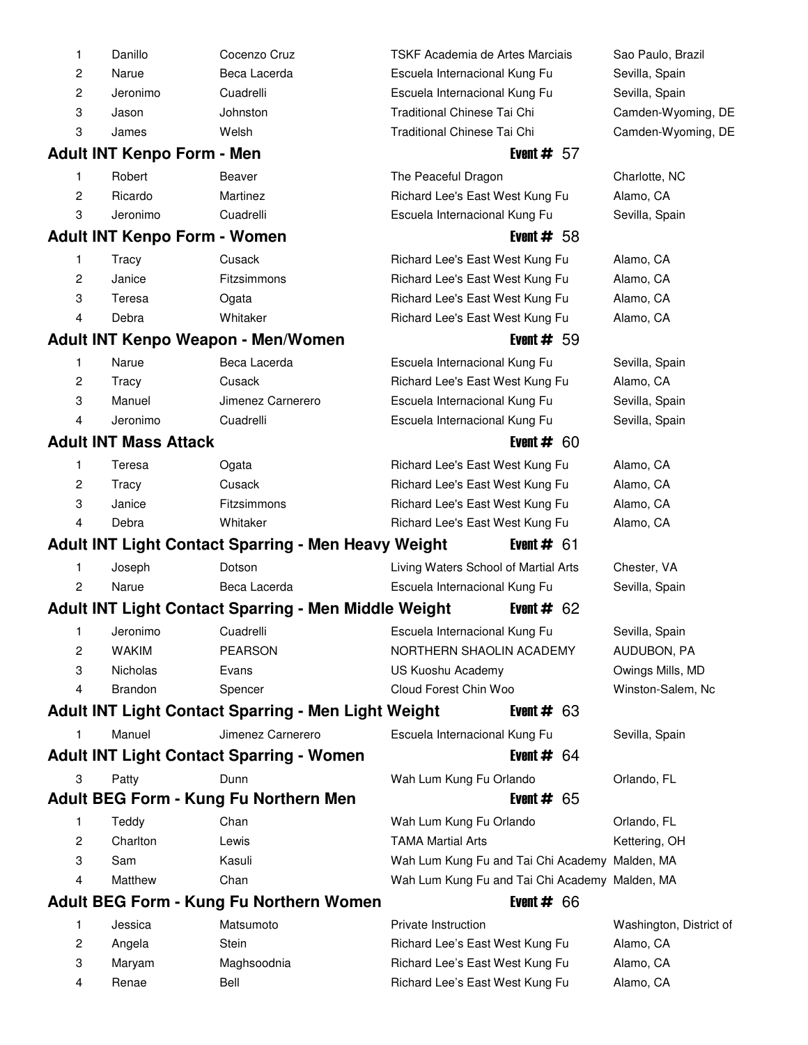| | | | | |
|---|---|---|---|---|
| 1 | Danillo | Cocenzo Cruz | TSKF Academia de Artes Marciais | Sao Paulo, Brazil |
| 2 | Narue | Beca Lacerda | Escuela Internacional Kung Fu | Sevilla, Spain |
| 2 | Jeronimo | Cuadrelli | Escuela Internacional Kung Fu | Sevilla, Spain |
| 3 | Jason | Johnston | Traditional Chinese Tai Chi | Camden-Wyoming, DE |
| 3 | James | Welsh | Traditional Chinese Tai Chi | Camden-Wyoming, DE |

## Adult INT Kenpo Form - Men

**Event #** 57

| | | | | |
|---|---|---|---|---|
| 1 | Robert | Beaver | The Peaceful Dragon | Charlotte, NC |
| 2 | Ricardo | Martinez | Richard Lee's East West Kung Fu | Alamo, CA |
| 3 | Jeronimo | Cuadrelli | Escuela Internacional Kung Fu | Sevilla, Spain |

## Adult INT Kenpo Form - Women

**Event #** 58

| | | | | |
|---|---|---|---|---|
| 1 | Tracy | Cusack | Richard Lee's East West Kung Fu | Alamo, CA |
| 2 | Janice | Fitzsimmons | Richard Lee's East West Kung Fu | Alamo, CA |
| 3 | Teresa | Ogata | Richard Lee's East West Kung Fu | Alamo, CA |
| 4 | Debra | Whitaker | Richard Lee's East West Kung Fu | Alamo, CA |

## Adult INT Kenpo Weapon - Men/Women

**Event #** 59

| | | | | |
|---|---|---|---|---|
| 1 | Narue | Beca Lacerda | Escuela Internacional Kung Fu | Sevilla, Spain |
| 2 | Tracy | Cusack | Richard Lee's East West Kung Fu | Alamo, CA |
| 3 | Manuel | Jimenez Carnerero | Escuela Internacional Kung Fu | Sevilla, Spain |
| 4 | Jeronimo | Cuadrelli | Escuela Internacional Kung Fu | Sevilla, Spain |

## Adult INT Mass Attack

**Event #** 60

| | | | | |
|---|---|---|---|---|
| 1 | Teresa | Ogata | Richard Lee's East West Kung Fu | Alamo, CA |
| 2 | Tracy | Cusack | Richard Lee's East West Kung Fu | Alamo, CA |
| 3 | Janice | Fitzsimmons | Richard Lee's East West Kung Fu | Alamo, CA |
| 4 | Debra | Whitaker | Richard Lee's East West Kung Fu | Alamo, CA |

## Adult INT Light Contact Sparring - Men Heavy Weight

**Event #** 61

| | | | | |
|---|---|---|---|---|
| 1 | Joseph | Dotson | Living Waters School of Martial Arts | Chester, VA |
| 2 | Narue | Beca Lacerda | Escuela Internacional Kung Fu | Sevilla, Spain |

## Adult INT Light Contact Sparring - Men Middle Weight

**Event #** 62

| | | | | |
|---|---|---|---|---|
| 1 | Jeronimo | Cuadrelli | Escuela Internacional Kung Fu | Sevilla, Spain |
| 2 | WAKIM | PEARSON | NORTHERN SHAOLIN ACADEMY | AUDUBON, PA |
| 3 | Nicholas | Evans | US Kuoshu Academy | Owings Mills, MD |
| 4 | Brandon | Spencer | Cloud Forest Chin Woo | Winston-Salem, Nc |

## Adult INT Light Contact Sparring - Men Light Weight

**Event #** 63

| | | | | |
|---|---|---|---|---|
| 1 | Manuel | Jimenez Carnerero | Escuela Internacional Kung Fu | Sevilla, Spain |

## Adult INT Light Contact Sparring - Women

**Event #** 64

| | | | | |
|---|---|---|---|---|
| 3 | Patty | Dunn | Wah Lum Kung Fu Orlando | Orlando, FL |

## Adult BEG Form - Kung Fu Northern Men

**Event #** 65

| | | | | |
|---|---|---|---|---|
| 1 | Teddy | Chan | Wah Lum Kung Fu Orlando | Orlando, FL |
| 2 | Charlton | Lewis | TAMA Martial Arts | Kettering, OH |
| 3 | Sam | Kasuli | Wah Lum Kung Fu and Tai Chi Academy | Malden, MA |
| 4 | Matthew | Chan | Wah Lum Kung Fu and Tai Chi Academy | Malden, MA |

## Adult BEG Form - Kung Fu Northern Women

**Event #** 66

| | | | | |
|---|---|---|---|---|
| 1 | Jessica | Matsumoto | Private Instruction | Washington, District of |
| 2 | Angela | Stein | Richard Lee's East West Kung Fu | Alamo, CA |
| 3 | Maryam | Maghsoodnia | Richard Lee's East West Kung Fu | Alamo, CA |
| 4 | Renae | Bell | Richard Lee's East West Kung Fu | Alamo, CA |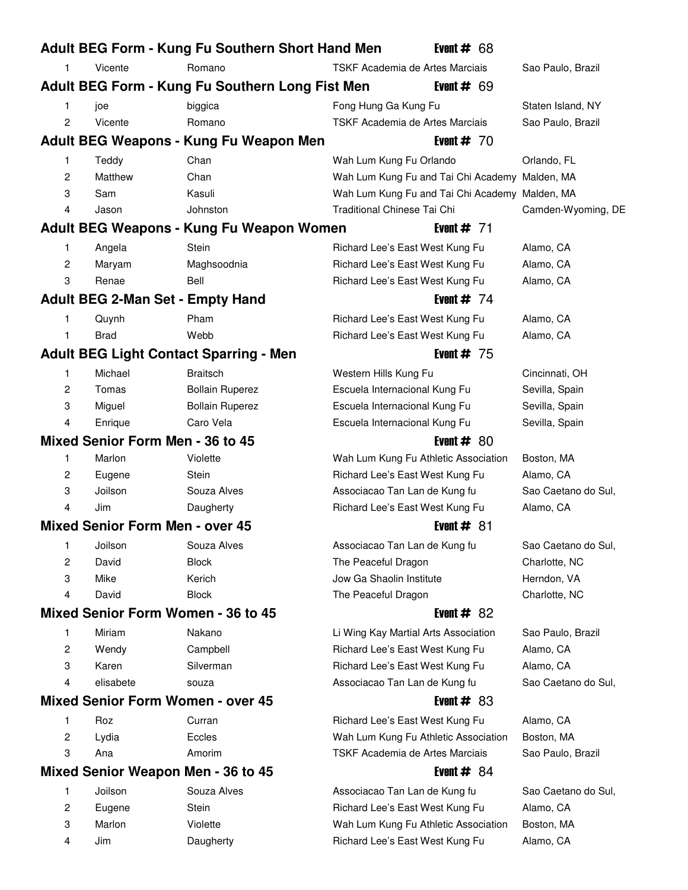## Adult BEG Form - Kung Fu Southern Short Hand Men — Event # 68

| | | | | |
|---|---|---|---|---|
| 1 | Vicente | Romano | TSKF Academia de Artes Marciais | Sao Paulo, Brazil |

## Adult BEG Form - Kung Fu Southern Long Fist Men — Event # 69

| | | | | |
|---|---|---|---|---|
| 1 | joe | biggica | Fong Hung Ga Kung Fu | Staten Island, NY |
| 2 | Vicente | Romano | TSKF Academia de Artes Marciais | Sao Paulo, Brazil |

## Adult BEG Weapons - Kung Fu Weapon Men — Event # 70

| | | | | |
|---|---|---|---|---|
| 1 | Teddy | Chan | Wah Lum Kung Fu Orlando | Orlando, FL |
| 2 | Matthew | Chan | Wah Lum Kung Fu and Tai Chi Academy | Malden, MA |
| 3 | Sam | Kasuli | Wah Lum Kung Fu and Tai Chi Academy | Malden, MA |
| 4 | Jason | Johnston | Traditional Chinese Tai Chi | Camden-Wyoming, DE |

## Adult BEG Weapons - Kung Fu Weapon Women — Event # 71

| | | | | |
|---|---|---|---|---|
| 1 | Angela | Stein | Richard Lee's East West Kung Fu | Alamo, CA |
| 2 | Maryam | Maghsoodnia | Richard Lee's East West Kung Fu | Alamo, CA |
| 3 | Renae | Bell | Richard Lee's East West Kung Fu | Alamo, CA |

## Adult BEG 2-Man Set - Empty Hand — Event # 74

| | | | | |
|---|---|---|---|---|
| 1 | Quynh | Pham | Richard Lee's East West Kung Fu | Alamo, CA |
| 1 | Brad | Webb | Richard Lee's East West Kung Fu | Alamo, CA |

## Adult BEG Light Contact Sparring - Men — Event # 75

| | | | | |
|---|---|---|---|---|
| 1 | Michael | Braitsch | Western Hills Kung Fu | Cincinnati, OH |
| 2 | Tomas | Bollain Ruperez | Escuela Internacional Kung Fu | Sevilla, Spain |
| 3 | Miguel | Bollain Ruperez | Escuela Internacional Kung Fu | Sevilla, Spain |
| 4 | Enrique | Caro Vela | Escuela Internacional Kung Fu | Sevilla, Spain |

## Mixed Senior Form Men - 36 to 45 — Event # 80

| | | | | |
|---|---|---|---|---|
| 1 | Marlon | Violette | Wah Lum Kung Fu Athletic Association | Boston, MA |
| 2 | Eugene | Stein | Richard Lee's East West Kung Fu | Alamo, CA |
| 3 | Joilson | Souza Alves | Associacao Tan Lan de Kung fu | Sao Caetano do Sul, |
| 4 | Jim | Daugherty | Richard Lee's East West Kung Fu | Alamo, CA |

## Mixed Senior Form Men - over 45 — Event # 81

| | | | | |
|---|---|---|---|---|
| 1 | Joilson | Souza Alves | Associacao Tan Lan de Kung fu | Sao Caetano do Sul, |
| 2 | David | Block | The Peaceful Dragon | Charlotte, NC |
| 3 | Mike | Kerich | Jow Ga Shaolin Institute | Herndon, VA |
| 4 | David | Block | The Peaceful Dragon | Charlotte, NC |

## Mixed Senior Form Women - 36 to 45 — Event # 82

| | | | | |
|---|---|---|---|---|
| 1 | Miriam | Nakano | Li Wing Kay Martial Arts Association | Sao Paulo, Brazil |
| 2 | Wendy | Campbell | Richard Lee's East West Kung Fu | Alamo, CA |
| 3 | Karen | Silverman | Richard Lee's East West Kung Fu | Alamo, CA |
| 4 | elisabete | souza | Associacao Tan Lan de Kung fu | Sao Caetano do Sul, |

## Mixed Senior Form Women - over 45 — Event # 83

| | | | | |
|---|---|---|---|---|
| 1 | Roz | Curran | Richard Lee's East West Kung Fu | Alamo, CA |
| 2 | Lydia | Eccles | Wah Lum Kung Fu Athletic Association | Boston, MA |
| 3 | Ana | Amorim | TSKF Academia de Artes Marciais | Sao Paulo, Brazil |

## Mixed Senior Weapon Men - 36 to 45 — Event # 84

| | | | | |
|---|---|---|---|---|
| 1 | Joilson | Souza Alves | Associacao Tan Lan de Kung fu | Sao Caetano do Sul, |
| 2 | Eugene | Stein | Richard Lee's East West Kung Fu | Alamo, CA |
| 3 | Marlon | Violette | Wah Lum Kung Fu Athletic Association | Boston, MA |
| 4 | Jim | Daugherty | Richard Lee's East West Kung Fu | Alamo, CA |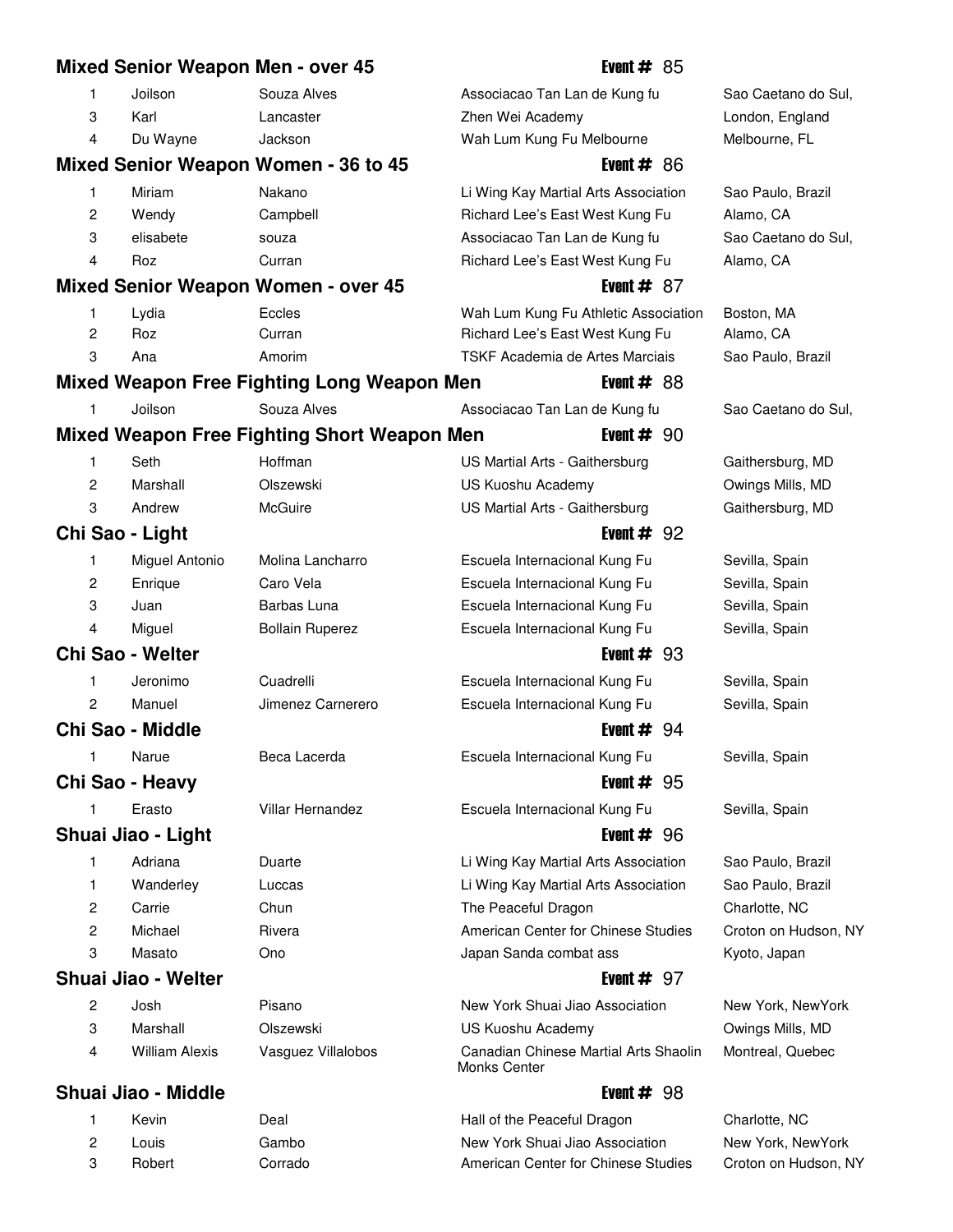## Mixed Senior Weapon Men - over 45

**Event #** 85

| | | | | |
|---|---|---|---|---|
| 1 | Joilson | Souza Alves | Associacao Tan Lan de Kung fu | Sao Caetano do Sul, |
| 3 | Karl | Lancaster | Zhen Wei Academy | London, England |
| 4 | Du Wayne | Jackson | Wah Lum Kung Fu Melbourne | Melbourne, FL |

## Mixed Senior Weapon Women - 36 to 45

**Event #** 86

| | | | | |
|---|---|---|---|---|
| 1 | Miriam | Nakano | Li Wing Kay Martial Arts Association | Sao Paulo, Brazil |
| 2 | Wendy | Campbell | Richard Lee's East West Kung Fu | Alamo, CA |
| 3 | elisabete | souza | Associacao Tan Lan de Kung fu | Sao Caetano do Sul, |
| 4 | Roz | Curran | Richard Lee's East West Kung Fu | Alamo, CA |

## Mixed Senior Weapon Women - over 45

**Event #** 87

| | | | | |
|---|---|---|---|---|
| 1 | Lydia | Eccles | Wah Lum Kung Fu Athletic Association | Boston, MA |
| 2 | Roz | Curran | Richard Lee's East West Kung Fu | Alamo, CA |
| 3 | Ana | Amorim | TSKF Academia de Artes Marciais | Sao Paulo, Brazil |

## Mixed Weapon Free Fighting Long Weapon Men

**Event #** 88

| | | | | |
|---|---|---|---|---|
| 1 | Joilson | Souza Alves | Associacao Tan Lan de Kung fu | Sao Caetano do Sul, |

## Mixed Weapon Free Fighting Short Weapon Men

**Event #** 90

| | | | | |
|---|---|---|---|---|
| 1 | Seth | Hoffman | US Martial Arts - Gaithersburg | Gaithersburg, MD |
| 2 | Marshall | Olszewski | US Kuoshu Academy | Owings Mills, MD |
| 3 | Andrew | McGuire | US Martial Arts - Gaithersburg | Gaithersburg, MD |

## Chi Sao - Light

**Event #** 92

| | | | | |
|---|---|---|---|---|
| 1 | Miguel Antonio | Molina Lancharro | Escuela Internacional Kung Fu | Sevilla, Spain |
| 2 | Enrique | Caro Vela | Escuela Internacional Kung Fu | Sevilla, Spain |
| 3 | Juan | Barbas Luna | Escuela Internacional Kung Fu | Sevilla, Spain |
| 4 | Miguel | Bollain Ruperez | Escuela Internacional Kung Fu | Sevilla, Spain |

## Chi Sao - Welter

**Event #** 93

| | | | | |
|---|---|---|---|---|
| 1 | Jeronimo | Cuadrelli | Escuela Internacional Kung Fu | Sevilla, Spain |
| 2 | Manuel | Jimenez Carnerero | Escuela Internacional Kung Fu | Sevilla, Spain |

## Chi Sao - Middle

**Event #** 94

| | | | | |
|---|---|---|---|---|
| 1 | Narue | Beca Lacerda | Escuela Internacional Kung Fu | Sevilla, Spain |

## Chi Sao - Heavy

**Event #** 95

| | | | | |
|---|---|---|---|---|
| 1 | Erasto | Villar Hernandez | Escuela Internacional Kung Fu | Sevilla, Spain |

## Shuai Jiao - Light

**Event #** 96

| | | | | |
|---|---|---|---|---|
| 1 | Adriana | Duarte | Li Wing Kay Martial Arts Association | Sao Paulo, Brazil |
| 1 | Wanderley | Luccas | Li Wing Kay Martial Arts Association | Sao Paulo, Brazil |
| 2 | Carrie | Chun | The Peaceful Dragon | Charlotte, NC |
| 2 | Michael | Rivera | American Center for Chinese Studies | Croton on Hudson, NY |
| 3 | Masato | Ono | Japan Sanda combat ass | Kyoto, Japan |

## Shuai Jiao - Welter

**Event #** 97

| | | | | |
|---|---|---|---|---|
| 2 | Josh | Pisano | New York Shuai Jiao Association | New York, NewYork |
| 3 | Marshall | Olszewski | US Kuoshu Academy | Owings Mills, MD |
| 4 | William Alexis | Vasguez Villalobos | Canadian Chinese Martial Arts Shaolin Monks Center | Montreal, Quebec |

## Shuai Jiao - Middle

**Event #** 98

| | | | | |
|---|---|---|---|---|
| 1 | Kevin | Deal | Hall of the Peaceful Dragon | Charlotte, NC |
| 2 | Louis | Gambo | New York Shuai Jiao Association | New York, NewYork |
| 3 | Robert | Corrado | American Center for Chinese Studies | Croton on Hudson, NY |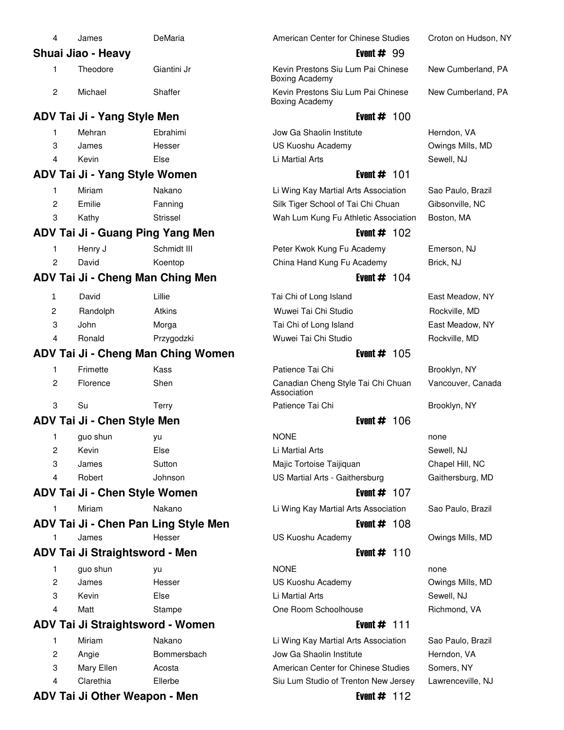| | | | | |
|---|---|---|---|---|
| 4 | James | DeMaria | American Center for Chinese Studies | Croton on Hudson, NY |

## Shuai Jiao - Heavy

**Event #** 99

| | | | | |
|---|---|---|---|---|
| 1 | Theodore | Giantini Jr | Kevin Prestons Siu Lum Pai Chinese Boxing Academy | New Cumberland, PA |
| 2 | Michael | Shaffer | Kevin Prestons Siu Lum Pai Chinese Boxing Academy | New Cumberland, PA |

## ADV Tai Ji - Yang Style Men

**Event #** 100

| | | | | |
|---|---|---|---|---|
| 1 | Mehran | Ebrahimi | Jow Ga Shaolin Institute | Herndon, VA |
| 3 | James | Hesser | US Kuoshu Academy | Owings Mills, MD |
| 4 | Kevin | Else | Li Martial Arts | Sewell, NJ |

## ADV Tai Ji - Yang Style Women

**Event #** 101

| | | | | |
|---|---|---|---|---|
| 1 | Miriam | Nakano | Li Wing Kay Martial Arts Association | Sao Paulo, Brazil |
| 2 | Emilie | Fanning | Silk Tiger School of Tai Chi Chuan | Gibsonville, NC |
| 3 | Kathy | Strissel | Wah Lum Kung Fu Athletic Association | Boston, MA |

## ADV Tai Ji - Guang Ping Yang Men

**Event #** 102

| | | | | |
|---|---|---|---|---|
| 1 | Henry J | Schmidt III | Peter Kwok Kung Fu Academy | Emerson, NJ |
| 2 | David | Koentop | China Hand Kung Fu Academy | Brick, NJ |

## ADV Tai Ji - Cheng Man Ching Men

**Event #** 104

| | | | | |
|---|---|---|---|---|
| 1 | David | Lillie | Tai Chi of Long Island | East Meadow, NY |
| 2 | Randolph | Atkins | Wuwei Tai Chi Studio | Rockville, MD |
| 3 | John | Morga | Tai Chi of Long Island | East Meadow, NY |
| 4 | Ronald | Przygodzki | Wuwei Tai Chi Studio | Rockville, MD |

## ADV Tai Ji - Cheng Man Ching Women

**Event #** 105

| | | | | |
|---|---|---|---|---|
| 1 | Frimette | Kass | Patience Tai Chi | Brooklyn, NY |
| 2 | Florence | Shen | Canadian Cheng Style Tai Chi Chuan Association | Vancouver, Canada |
| 3 | Su | Terry | Patience Tai Chi | Brooklyn, NY |

## ADV Tai Ji - Chen Style Men

**Event #** 106

| | | | | |
|---|---|---|---|---|
| 1 | guo shun | yu | NONE | none |
| 2 | Kevin | Else | Li Martial Arts | Sewell, NJ |
| 3 | James | Sutton | Majic Tortoise Taijiquan | Chapel Hill, NC |
| 4 | Robert | Johnson | US Martial Arts - Gaithersburg | Gaithersburg, MD |

## ADV Tai Ji - Chen Style Women

**Event #** 107

| | | | | |
|---|---|---|---|---|
| 1 | Miriam | Nakano | Li Wing Kay Martial Arts Association | Sao Paulo, Brazil |

## ADV Tai Ji - Chen Pan Ling Style Men

**Event #** 108

| | | | | |
|---|---|---|---|---|
| 1 | James | Hesser | US Kuoshu Academy | Owings Mills, MD |

## ADV Tai Ji Straightsword - Men

**Event #** 110

| | | | | |
|---|---|---|---|---|
| 1 | guo shun | yu | NONE | none |
| 2 | James | Hesser | US Kuoshu Academy | Owings Mills, MD |
| 3 | Kevin | Else | Li Martial Arts | Sewell, NJ |
| 4 | Matt | Stampe | One Room Schoolhouse | Richmond, VA |

## ADV Tai Ji Straightsword - Women

**Event #** 111

| | | | | |
|---|---|---|---|---|
| 1 | Miriam | Nakano | Li Wing Kay Martial Arts Association | Sao Paulo, Brazil |
| 2 | Angie | Bommersbach | Jow Ga Shaolin Institute | Herndon, VA |
| 3 | Mary Ellen | Acosta | American Center for Chinese Studies | Somers, NY |
| 4 | Clarethia | Ellerbe | Siu Lum Studio of Trenton New Jersey | Lawrenceville, NJ |

## ADV Tai Ji Other Weapon - Men

**Event #** 112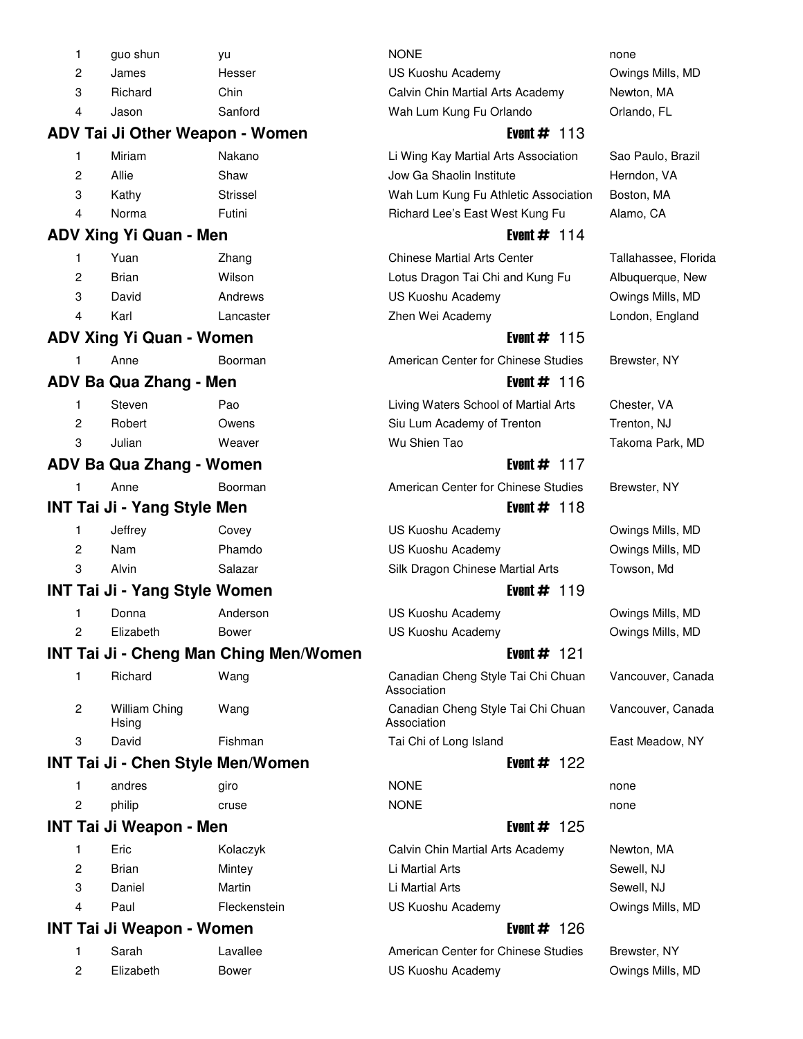| | | | | |
|---|---|---|---|---|
| 1 | guo shun | yu | NONE | none |
| 2 | James | Hesser | US Kuoshu Academy | Owings Mills, MD |
| 3 | Richard | Chin | Calvin Chin Martial Arts Academy | Newton, MA |
| 4 | Jason | Sanford | Wah Lum Kung Fu Orlando | Orlando, FL |

## ADV Tai Ji Other Weapon - Women

**Event #** 113

| | | | | |
|---|---|---|---|---|
| 1 | Miriam | Nakano | Li Wing Kay Martial Arts Association | Sao Paulo, Brazil |
| 2 | Allie | Shaw | Jow Ga Shaolin Institute | Herndon, VA |
| 3 | Kathy | Strissel | Wah Lum Kung Fu Athletic Association | Boston, MA |
| 4 | Norma | Futini | Richard Lee's East West Kung Fu | Alamo, CA |

## ADV Xing Yi Quan - Men

**Event #** 114

| | | | | |
|---|---|---|---|---|
| 1 | Yuan | Zhang | Chinese Martial Arts Center | Tallahassee, Florida |
| 2 | Brian | Wilson | Lotus Dragon Tai Chi and Kung Fu | Albuquerque, New |
| 3 | David | Andrews | US Kuoshu Academy | Owings Mills, MD |
| 4 | Karl | Lancaster | Zhen Wei Academy | London, England |

## ADV Xing Yi Quan - Women

**Event #** 115

| | | | | |
|---|---|---|---|---|
| 1 | Anne | Boorman | American Center for Chinese Studies | Brewster, NY |

## ADV Ba Qua Zhang - Men

**Event #** 116

| | | | | |
|---|---|---|---|---|
| 1 | Steven | Pao | Living Waters School of Martial Arts | Chester, VA |
| 2 | Robert | Owens | Siu Lum Academy of Trenton | Trenton, NJ |
| 3 | Julian | Weaver | Wu Shien Tao | Takoma Park, MD |

## ADV Ba Qua Zhang - Women

**Event #** 117

| | | | | |
|---|---|---|---|---|
| 1 | Anne | Boorman | American Center for Chinese Studies | Brewster, NY |

## INT Tai Ji - Yang Style Men

**Event #** 118

| | | | | |
|---|---|---|---|---|
| 1 | Jeffrey | Covey | US Kuoshu Academy | Owings Mills, MD |
| 2 | Nam | Phamdo | US Kuoshu Academy | Owings Mills, MD |
| 3 | Alvin | Salazar | Silk Dragon Chinese Martial Arts | Towson, Md |

## INT Tai Ji - Yang Style Women

**Event #** 119

| | | | | |
|---|---|---|---|---|
| 1 | Donna | Anderson | US Kuoshu Academy | Owings Mills, MD |
| 2 | Elizabeth | Bower | US Kuoshu Academy | Owings Mills, MD |

## INT Tai Ji - Cheng Man Ching Men/Women

**Event #** 121

| | | | | |
|---|---|---|---|---|
| 1 | Richard | Wang | Canadian Cheng Style Tai Chi Chuan Association | Vancouver, Canada |
| 2 | William Ching Hsing | Wang | Canadian Cheng Style Tai Chi Chuan Association | Vancouver, Canada |
| 3 | David | Fishman | Tai Chi of Long Island | East Meadow, NY |

## INT Tai Ji - Chen Style Men/Women

**Event #** 122

| | | | | |
|---|---|---|---|---|
| 1 | andres | giro | NONE | none |
| 2 | philip | cruse | NONE | none |

## INT Tai Ji Weapon - Men

**Event #** 125

| | | | | |
|---|---|---|---|---|
| 1 | Eric | Kolaczyk | Calvin Chin Martial Arts Academy | Newton, MA |
| 2 | Brian | Mintey | Li Martial Arts | Sewell, NJ |
| 3 | Daniel | Martin | Li Martial Arts | Sewell, NJ |
| 4 | Paul | Fleckenstein | US Kuoshu Academy | Owings Mills, MD |

## INT Tai Ji Weapon - Women

**Event #** 126

| | | | | |
|---|---|---|---|---|
| 1 | Sarah | Lavallee | American Center for Chinese Studies | Brewster, NY |
| 2 | Elizabeth | Bower | US Kuoshu Academy | Owings Mills, MD |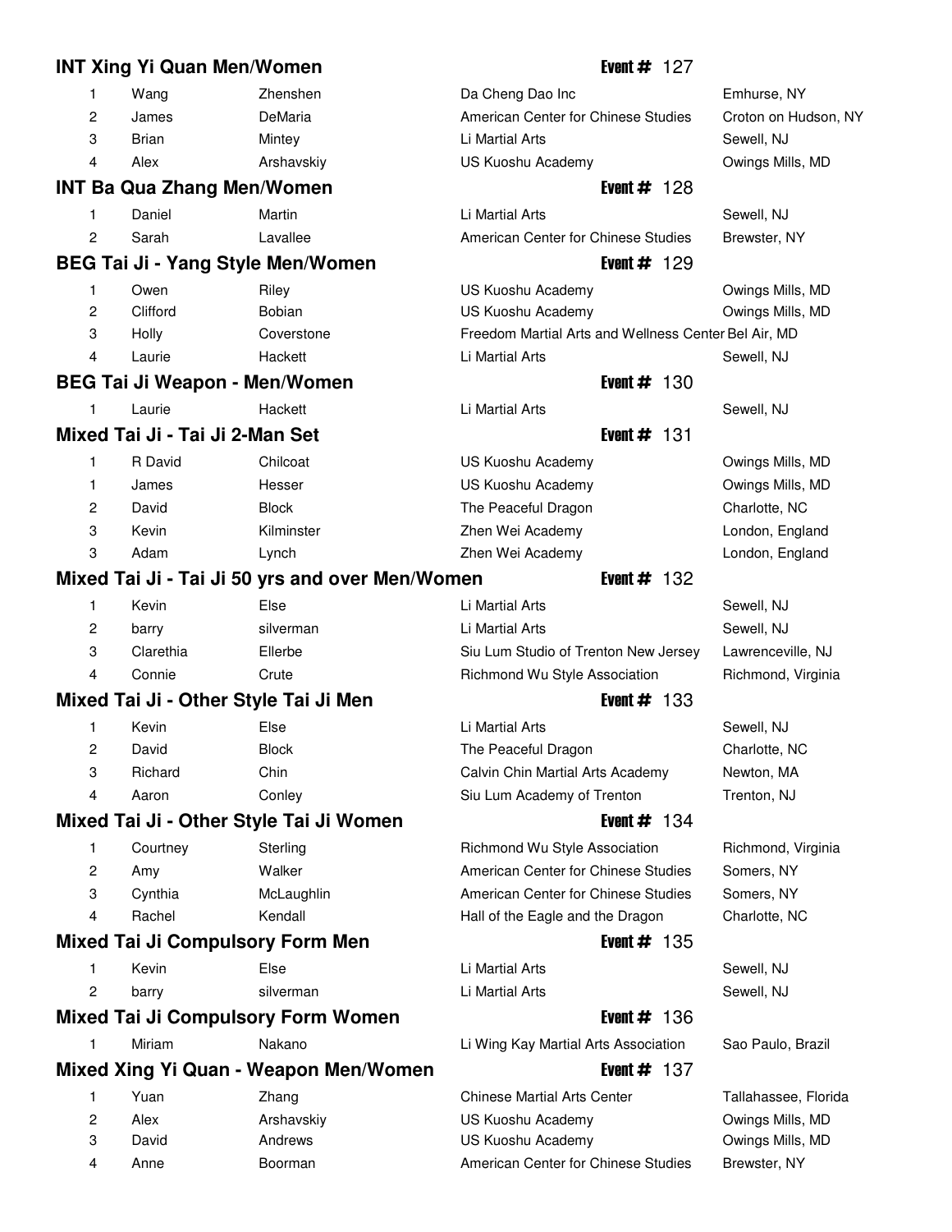## INT Xing Yi Quan Men/Women

**Event #** 127

| | | | | |
|---|---|---|---|---|
| 1 | Wang | Zhenshen | Da Cheng Dao Inc | Emhurse, NY |
| 2 | James | DeMaria | American Center for Chinese Studies | Croton on Hudson, NY |
| 3 | Brian | Mintey | Li Martial Arts | Sewell, NJ |
| 4 | Alex | Arshavskiy | US Kuoshu Academy | Owings Mills, MD |

## INT Ba Qua Zhang Men/Women

**Event #** 128

| | | | | |
|---|---|---|---|---|
| 1 | Daniel | Martin | Li Martial Arts | Sewell, NJ |
| 2 | Sarah | Lavallee | American Center for Chinese Studies | Brewster, NY |

## BEG Tai Ji - Yang Style Men/Women

**Event #** 129

| | | | | |
|---|---|---|---|---|
| 1 | Owen | Riley | US Kuoshu Academy | Owings Mills, MD |
| 2 | Clifford | Bobian | US Kuoshu Academy | Owings Mills, MD |
| 3 | Holly | Coverstone | Freedom Martial Arts and Wellness Center | Bel Air, MD |
| 4 | Laurie | Hackett | Li Martial Arts | Sewell, NJ |

## BEG Tai Ji Weapon - Men/Women

**Event #** 130

| | | | | |
|---|---|---|---|---|
| 1 | Laurie | Hackett | Li Martial Arts | Sewell, NJ |

## Mixed Tai Ji - Tai Ji 2-Man Set

**Event #** 131

| | | | | |
|---|---|---|---|---|
| 1 | R David | Chilcoat | US Kuoshu Academy | Owings Mills, MD |
| 1 | James | Hesser | US Kuoshu Academy | Owings Mills, MD |
| 2 | David | Block | The Peaceful Dragon | Charlotte, NC |
| 3 | Kevin | Kilminster | Zhen Wei Academy | London, England |
| 3 | Adam | Lynch | Zhen Wei Academy | London, England |

## Mixed Tai Ji - Tai Ji 50 yrs and over Men/Women

**Event #** 132

| | | | | |
|---|---|---|---|---|
| 1 | Kevin | Else | Li Martial Arts | Sewell, NJ |
| 2 | barry | silverman | Li Martial Arts | Sewell, NJ |
| 3 | Clarethia | Ellerbe | Siu Lum Studio of Trenton New Jersey | Lawrenceville, NJ |
| 4 | Connie | Crute | Richmond Wu Style Association | Richmond, Virginia |

## Mixed Tai Ji - Other Style Tai Ji Men

**Event #** 133

| | | | | |
|---|---|---|---|---|
| 1 | Kevin | Else | Li Martial Arts | Sewell, NJ |
| 2 | David | Block | The Peaceful Dragon | Charlotte, NC |
| 3 | Richard | Chin | Calvin Chin Martial Arts Academy | Newton, MA |
| 4 | Aaron | Conley | Siu Lum Academy of Trenton | Trenton, NJ |

## Mixed Tai Ji - Other Style Tai Ji Women

**Event #** 134

| | | | | |
|---|---|---|---|---|
| 1 | Courtney | Sterling | Richmond Wu Style Association | Richmond, Virginia |
| 2 | Amy | Walker | American Center for Chinese Studies | Somers, NY |
| 3 | Cynthia | McLaughlin | American Center for Chinese Studies | Somers, NY |
| 4 | Rachel | Kendall | Hall of the Eagle and the Dragon | Charlotte, NC |

## Mixed Tai Ji Compulsory Form Men

**Event #** 135

| | | | | |
|---|---|---|---|---|
| 1 | Kevin | Else | Li Martial Arts | Sewell, NJ |
| 2 | barry | silverman | Li Martial Arts | Sewell, NJ |

## Mixed Tai Ji Compulsory Form Women

**Event #** 136

| | | | | |
|---|---|---|---|---|
| 1 | Miriam | Nakano | Li Wing Kay Martial Arts Association | Sao Paulo, Brazil |

## Mixed Xing Yi Quan - Weapon Men/Women

**Event #** 137

| | | | | |
|---|---|---|---|---|
| 1 | Yuan | Zhang | Chinese Martial Arts Center | Tallahassee, Florida |
| 2 | Alex | Arshavskiy | US Kuoshu Academy | Owings Mills, MD |
| 3 | David | Andrews | US Kuoshu Academy | Owings Mills, MD |
| 4 | Anne | Boorman | American Center for Chinese Studies | Brewster, NY |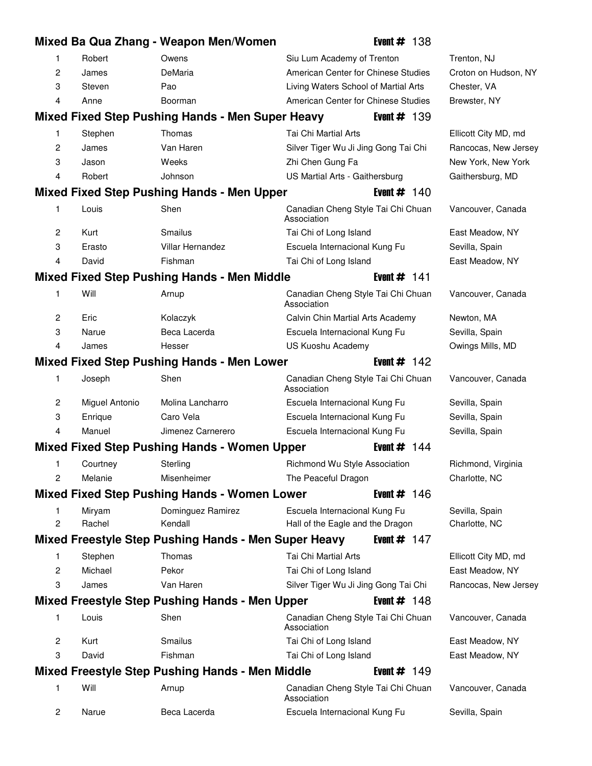## Mixed Ba Qua Zhang - Weapon Men/Women — Event # 138

| | | | | |
|---|---|---|---|---|
| 1 | Robert | Owens | Siu Lum Academy of Trenton | Trenton, NJ |
| 2 | James | DeMaria | American Center for Chinese Studies | Croton on Hudson, NY |
| 3 | Steven | Pao | Living Waters School of Martial Arts | Chester, VA |
| 4 | Anne | Boorman | American Center for Chinese Studies | Brewster, NY |

## Mixed Fixed Step Pushing Hands - Men Super Heavy — Event # 139

| | | | | |
|---|---|---|---|---|
| 1 | Stephen | Thomas | Tai Chi Martial Arts | Ellicott City MD, md |
| 2 | James | Van Haren | Silver Tiger Wu Ji Jing Gong Tai Chi | Rancocas, New Jersey |
| 3 | Jason | Weeks | Zhi Chen Gung Fa | New York, New York |
| 4 | Robert | Johnson | US Martial Arts - Gaithersburg | Gaithersburg, MD |

## Mixed Fixed Step Pushing Hands - Men Upper — Event # 140

| | | | | |
|---|---|---|---|---|
| 1 | Louis | Shen | Canadian Cheng Style Tai Chi Chuan Association | Vancouver, Canada |
| 2 | Kurt | Smailus | Tai Chi of Long Island | East Meadow, NY |
| 3 | Erasto | Villar Hernandez | Escuela Internacional Kung Fu | Sevilla, Spain |
| 4 | David | Fishman | Tai Chi of Long Island | East Meadow, NY |

## Mixed Fixed Step Pushing Hands - Men Middle — Event # 141

| | | | | |
|---|---|---|---|---|
| 1 | Will | Arnup | Canadian Cheng Style Tai Chi Chuan Association | Vancouver, Canada |
| 2 | Eric | Kolaczyk | Calvin Chin Martial Arts Academy | Newton, MA |
| 3 | Narue | Beca Lacerda | Escuela Internacional Kung Fu | Sevilla, Spain |
| 4 | James | Hesser | US Kuoshu Academy | Owings Mills, MD |

## Mixed Fixed Step Pushing Hands - Men Lower — Event # 142

| | | | | |
|---|---|---|---|---|
| 1 | Joseph | Shen | Canadian Cheng Style Tai Chi Chuan Association | Vancouver, Canada |
| 2 | Miguel Antonio | Molina Lancharro | Escuela Internacional Kung Fu | Sevilla, Spain |
| 3 | Enrique | Caro Vela | Escuela Internacional Kung Fu | Sevilla, Spain |
| 4 | Manuel | Jimenez Carnerero | Escuela Internacional Kung Fu | Sevilla, Spain |

## Mixed Fixed Step Pushing Hands - Women Upper — Event # 144

| | | | | |
|---|---|---|---|---|
| 1 | Courtney | Sterling | Richmond Wu Style Association | Richmond, Virginia |
| 2 | Melanie | Misenheimer | The Peaceful Dragon | Charlotte, NC |

## Mixed Fixed Step Pushing Hands - Women Lower — Event # 146

| | | | | |
|---|---|---|---|---|
| 1 | Miryam | Dominguez Ramirez | Escuela Internacional Kung Fu | Sevilla, Spain |
| 2 | Rachel | Kendall | Hall of the Eagle and the Dragon | Charlotte, NC |

## Mixed Freestyle Step Pushing Hands - Men Super Heavy — Event # 147

| | | | | |
|---|---|---|---|---|
| 1 | Stephen | Thomas | Tai Chi Martial Arts | Ellicott City MD, md |
| 2 | Michael | Pekor | Tai Chi of Long Island | East Meadow, NY |
| 3 | James | Van Haren | Silver Tiger Wu Ji Jing Gong Tai Chi | Rancocas, New Jersey |

## Mixed Freestyle Step Pushing Hands - Men Upper — Event # 148

| | | | | |
|---|---|---|---|---|
| 1 | Louis | Shen | Canadian Cheng Style Tai Chi Chuan Association | Vancouver, Canada |
| 2 | Kurt | Smailus | Tai Chi of Long Island | East Meadow, NY |
| 3 | David | Fishman | Tai Chi of Long Island | East Meadow, NY |

## Mixed Freestyle Step Pushing Hands - Men Middle — Event # 149

| | | | | |
|---|---|---|---|---|
| 1 | Will | Arnup | Canadian Cheng Style Tai Chi Chuan Association | Vancouver, Canada |
| 2 | Narue | Beca Lacerda | Escuela Internacional Kung Fu | Sevilla, Spain |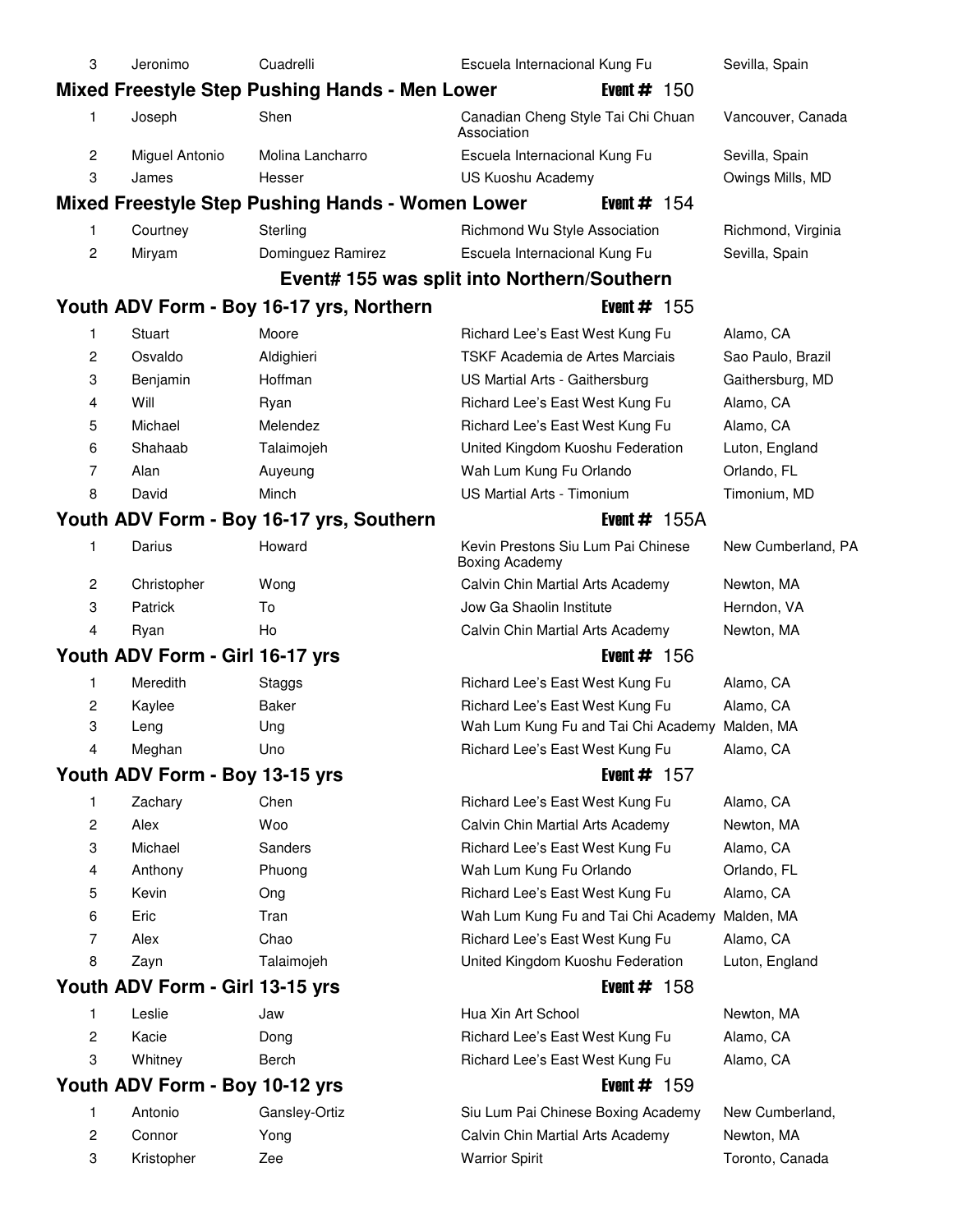| | | | | |
|---|---|---|---|---|
| 3 | Jeronimo | Cuadrelli | Escuela Internacional Kung Fu | Sevilla, Spain |

### Mixed Freestyle Step Pushing Hands - Men Lower — Event # 150

| | | | | |
|---|---|---|---|---|
| 1 | Joseph | Shen | Canadian Cheng Style Tai Chi Chuan Association | Vancouver, Canada |
| 2 | Miguel Antonio | Molina Lancharro | Escuela Internacional Kung Fu | Sevilla, Spain |
| 3 | James | Hesser | US Kuoshu Academy | Owings Mills, MD |

### Mixed Freestyle Step Pushing Hands - Women Lower — Event # 154

| | | | | |
|---|---|---|---|---|
| 1 | Courtney | Sterling | Richmond Wu Style Association | Richmond, Virginia |
| 2 | Miryam | Dominguez Ramirez | Escuela Internacional Kung Fu | Sevilla, Spain |

### Event# 155 was split into Northern/Southern

### Youth ADV Form - Boy 16-17 yrs, Northern — Event # 155

| | | | | |
|---|---|---|---|---|
| 1 | Stuart | Moore | Richard Lee's East West Kung Fu | Alamo, CA |
| 2 | Osvaldo | Aldighieri | TSKF Academia de Artes Marciais | Sao Paulo, Brazil |
| 3 | Benjamin | Hoffman | US Martial Arts - Gaithersburg | Gaithersburg, MD |
| 4 | Will | Ryan | Richard Lee's East West Kung Fu | Alamo, CA |
| 5 | Michael | Melendez | Richard Lee's East West Kung Fu | Alamo, CA |
| 6 | Shahaab | Talaimojeh | United Kingdom Kuoshu Federation | Luton, England |
| 7 | Alan | Auyeung | Wah Lum Kung Fu Orlando | Orlando, FL |
| 8 | David | Minch | US Martial Arts - Timonium | Timonium, MD |

### Youth ADV Form - Boy 16-17 yrs, Southern — Event # 155A

| | | | | |
|---|---|---|---|---|
| 1 | Darius | Howard | Kevin Prestons Siu Lum Pai Chinese Boxing Academy | New Cumberland, PA |
| 2 | Christopher | Wong | Calvin Chin Martial Arts Academy | Newton, MA |
| 3 | Patrick | To | Jow Ga Shaolin Institute | Herndon, VA |
| 4 | Ryan | Ho | Calvin Chin Martial Arts Academy | Newton, MA |

### Youth ADV Form - Girl 16-17 yrs — Event # 156

| | | | | |
|---|---|---|---|---|
| 1 | Meredith | Staggs | Richard Lee's East West Kung Fu | Alamo, CA |
| 2 | Kaylee | Baker | Richard Lee's East West Kung Fu | Alamo, CA |
| 3 | Leng | Ung | Wah Lum Kung Fu and Tai Chi Academy | Malden, MA |
| 4 | Meghan | Uno | Richard Lee's East West Kung Fu | Alamo, CA |

### Youth ADV Form - Boy 13-15 yrs — Event # 157

| | | | | |
|---|---|---|---|---|
| 1 | Zachary | Chen | Richard Lee's East West Kung Fu | Alamo, CA |
| 2 | Alex | Woo | Calvin Chin Martial Arts Academy | Newton, MA |
| 3 | Michael | Sanders | Richard Lee's East West Kung Fu | Alamo, CA |
| 4 | Anthony | Phuong | Wah Lum Kung Fu Orlando | Orlando, FL |
| 5 | Kevin | Ong | Richard Lee's East West Kung Fu | Alamo, CA |
| 6 | Eric | Tran | Wah Lum Kung Fu and Tai Chi Academy | Malden, MA |
| 7 | Alex | Chao | Richard Lee's East West Kung Fu | Alamo, CA |
| 8 | Zayn | Talaimojeh | United Kingdom Kuoshu Federation | Luton, England |

### Youth ADV Form - Girl 13-15 yrs — Event # 158

| | | | | |
|---|---|---|---|---|
| 1 | Leslie | Jaw | Hua Xin Art School | Newton, MA |
| 2 | Kacie | Dong | Richard Lee's East West Kung Fu | Alamo, CA |
| 3 | Whitney | Berch | Richard Lee's East West Kung Fu | Alamo, CA |

### Youth ADV Form - Boy 10-12 yrs — Event # 159

| | | | | |
|---|---|---|---|---|
| 1 | Antonio | Gansley-Ortiz | Siu Lum Pai Chinese Boxing Academy | New Cumberland, |
| 2 | Connor | Yong | Calvin Chin Martial Arts Academy | Newton, MA |
| 3 | Kristopher | Zee | Warrior Spirit | Toronto, Canada |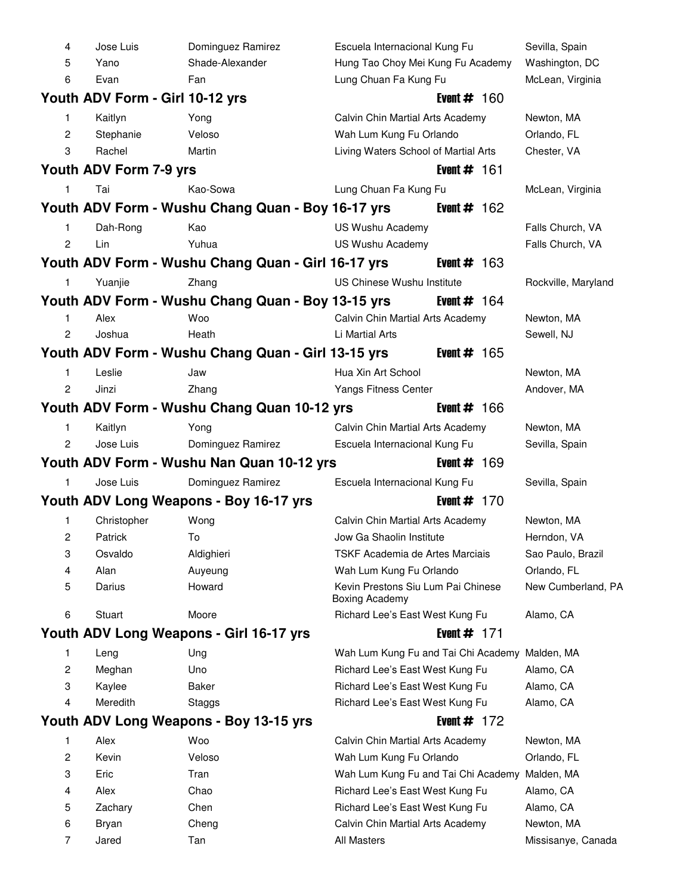| | | | | |
|---|---|---|---|---|
| 4 | Jose Luis | Dominguez Ramirez | Escuela Internacional Kung Fu | Sevilla, Spain |
| 5 | Yano | Shade-Alexander | Hung Tao Choy Mei Kung Fu Academy | Washington, DC |
| 6 | Evan | Fan | Lung Chuan Fa Kung Fu | McLean, Virginia |

## Youth ADV Form - Girl 10-12 yrs — Event # 160

| | | | | |
|---|---|---|---|---|
| 1 | Kaitlyn | Yong | Calvin Chin Martial Arts Academy | Newton, MA |
| 2 | Stephanie | Veloso | Wah Lum Kung Fu Orlando | Orlando, FL |
| 3 | Rachel | Martin | Living Waters School of Martial Arts | Chester, VA |

## Youth ADV Form 7-9 yrs — Event # 161

| | | | | |
|---|---|---|---|---|
| 1 | Tai | Kao-Sowa | Lung Chuan Fa Kung Fu | McLean, Virginia |

## Youth ADV Form - Wushu Chang Quan - Boy 16-17 yrs — Event # 162

| | | | | |
|---|---|---|---|---|
| 1 | Dah-Rong | Kao | US Wushu Academy | Falls Church, VA |
| 2 | Lin | Yuhua | US Wushu Academy | Falls Church, VA |

## Youth ADV Form - Wushu Chang Quan - Girl 16-17 yrs — Event # 163

| | | | | |
|---|---|---|---|---|
| 1 | Yuanjie | Zhang | US Chinese Wushu Institute | Rockville, Maryland |

## Youth ADV Form - Wushu Chang Quan - Boy 13-15 yrs — Event # 164

| | | | | |
|---|---|---|---|---|
| 1 | Alex | Woo | Calvin Chin Martial Arts Academy | Newton, MA |
| 2 | Joshua | Heath | Li Martial Arts | Sewell, NJ |

## Youth ADV Form - Wushu Chang Quan - Girl 13-15 yrs — Event # 165

| | | | | |
|---|---|---|---|---|
| 1 | Leslie | Jaw | Hua Xin Art School | Newton, MA |
| 2 | Jinzi | Zhang | Yangs Fitness Center | Andover, MA |

## Youth ADV Form - Wushu Chang Quan 10-12 yrs — Event # 166

| | | | | |
|---|---|---|---|---|
| 1 | Kaitlyn | Yong | Calvin Chin Martial Arts Academy | Newton, MA |
| 2 | Jose Luis | Dominguez Ramirez | Escuela Internacional Kung Fu | Sevilla, Spain |

## Youth ADV Form - Wushu Nan Quan 10-12 yrs — Event # 169

| | | | | |
|---|---|---|---|---|
| 1 | Jose Luis | Dominguez Ramirez | Escuela Internacional Kung Fu | Sevilla, Spain |

## Youth ADV Long Weapons - Boy 16-17 yrs — Event # 170

| | | | | |
|---|---|---|---|---|
| 1 | Christopher | Wong | Calvin Chin Martial Arts Academy | Newton, MA |
| 2 | Patrick | To | Jow Ga Shaolin Institute | Herndon, VA |
| 3 | Osvaldo | Aldighieri | TSKF Academia de Artes Marciais | Sao Paulo, Brazil |
| 4 | Alan | Auyeung | Wah Lum Kung Fu Orlando | Orlando, FL |
| 5 | Darius | Howard | Kevin Prestons Siu Lum Pai Chinese Boxing Academy | New Cumberland, PA |
| 6 | Stuart | Moore | Richard Lee's East West Kung Fu | Alamo, CA |

## Youth ADV Long Weapons - Girl 16-17 yrs — Event # 171

| | | | | |
|---|---|---|---|---|
| 1 | Leng | Ung | Wah Lum Kung Fu and Tai Chi Academy | Malden, MA |
| 2 | Meghan | Uno | Richard Lee's East West Kung Fu | Alamo, CA |
| 3 | Kaylee | Baker | Richard Lee's East West Kung Fu | Alamo, CA |
| 4 | Meredith | Staggs | Richard Lee's East West Kung Fu | Alamo, CA |

## Youth ADV Long Weapons - Boy 13-15 yrs — Event # 172

| | | | | |
|---|---|---|---|---|
| 1 | Alex | Woo | Calvin Chin Martial Arts Academy | Newton, MA |
| 2 | Kevin | Veloso | Wah Lum Kung Fu Orlando | Orlando, FL |
| 3 | Eric | Tran | Wah Lum Kung Fu and Tai Chi Academy | Malden, MA |
| 4 | Alex | Chao | Richard Lee's East West Kung Fu | Alamo, CA |
| 5 | Zachary | Chen | Richard Lee's East West Kung Fu | Alamo, CA |
| 6 | Bryan | Cheng | Calvin Chin Martial Arts Academy | Newton, MA |
| 7 | Jared | Tan | All Masters | Missisanye, Canada |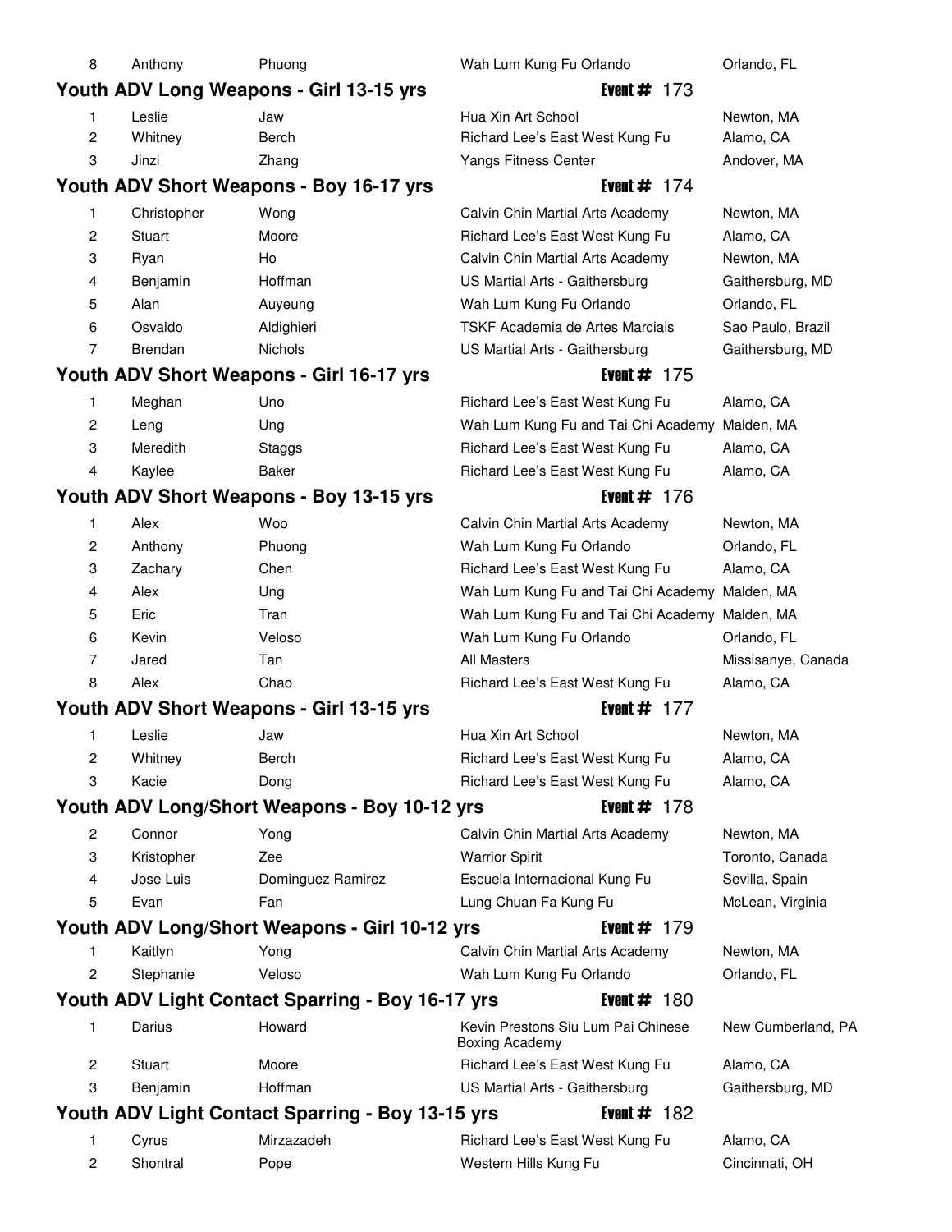| | | | | |
|---|---|---|---|---|
| 8 | Anthony | Phuong | Wah Lum Kung Fu Orlando | Orlando, FL |

## Youth ADV Long Weapons - Girl 13-15 yrs — Event # 173

| | | | | |
|---|---|---|---|---|
| 1 | Leslie | Jaw | Hua Xin Art School | Newton, MA |
| 2 | Whitney | Berch | Richard Lee's East West Kung Fu | Alamo, CA |
| 3 | Jinzi | Zhang | Yangs Fitness Center | Andover, MA |

## Youth ADV Short Weapons - Boy 16-17 yrs — Event # 174

| | | | | |
|---|---|---|---|---|
| 1 | Christopher | Wong | Calvin Chin Martial Arts Academy | Newton, MA |
| 2 | Stuart | Moore | Richard Lee's East West Kung Fu | Alamo, CA |
| 3 | Ryan | Ho | Calvin Chin Martial Arts Academy | Newton, MA |
| 4 | Benjamin | Hoffman | US Martial Arts - Gaithersburg | Gaithersburg, MD |
| 5 | Alan | Auyeung | Wah Lum Kung Fu Orlando | Orlando, FL |
| 6 | Osvaldo | Aldighieri | TSKF Academia de Artes Marciais | Sao Paulo, Brazil |
| 7 | Brendan | Nichols | US Martial Arts - Gaithersburg | Gaithersburg, MD |

## Youth ADV Short Weapons - Girl 16-17 yrs — Event # 175

| | | | | |
|---|---|---|---|---|
| 1 | Meghan | Uno | Richard Lee's East West Kung Fu | Alamo, CA |
| 2 | Leng | Ung | Wah Lum Kung Fu and Tai Chi Academy | Malden, MA |
| 3 | Meredith | Staggs | Richard Lee's East West Kung Fu | Alamo, CA |
| 4 | Kaylee | Baker | Richard Lee's East West Kung Fu | Alamo, CA |

## Youth ADV Short Weapons - Boy 13-15 yrs — Event # 176

| | | | | |
|---|---|---|---|---|
| 1 | Alex | Woo | Calvin Chin Martial Arts Academy | Newton, MA |
| 2 | Anthony | Phuong | Wah Lum Kung Fu Orlando | Orlando, FL |
| 3 | Zachary | Chen | Richard Lee's East West Kung Fu | Alamo, CA |
| 4 | Alex | Ung | Wah Lum Kung Fu and Tai Chi Academy | Malden, MA |
| 5 | Eric | Tran | Wah Lum Kung Fu and Tai Chi Academy | Malden, MA |
| 6 | Kevin | Veloso | Wah Lum Kung Fu Orlando | Orlando, FL |
| 7 | Jared | Tan | All Masters | Missisanye, Canada |
| 8 | Alex | Chao | Richard Lee's East West Kung Fu | Alamo, CA |

## Youth ADV Short Weapons - Girl 13-15 yrs — Event # 177

| | | | | |
|---|---|---|---|---|
| 1 | Leslie | Jaw | Hua Xin Art School | Newton, MA |
| 2 | Whitney | Berch | Richard Lee's East West Kung Fu | Alamo, CA |
| 3 | Kacie | Dong | Richard Lee's East West Kung Fu | Alamo, CA |

## Youth ADV Long/Short Weapons - Boy 10-12 yrs — Event # 178

| | | | | |
|---|---|---|---|---|
| 2 | Connor | Yong | Calvin Chin Martial Arts Academy | Newton, MA |
| 3 | Kristopher | Zee | Warrior Spirit | Toronto, Canada |
| 4 | Jose Luis | Dominguez Ramirez | Escuela Internacional Kung Fu | Sevilla, Spain |
| 5 | Evan | Fan | Lung Chuan Fa Kung Fu | McLean, Virginia |

## Youth ADV Long/Short Weapons - Girl 10-12 yrs — Event # 179

| | | | | |
|---|---|---|---|---|
| 1 | Kaitlyn | Yong | Calvin Chin Martial Arts Academy | Newton, MA |
| 2 | Stephanie | Veloso | Wah Lum Kung Fu Orlando | Orlando, FL |

## Youth ADV Light Contact Sparring - Boy 16-17 yrs — Event # 180

| | | | | |
|---|---|---|---|---|
| 1 | Darius | Howard | Kevin Prestons Siu Lum Pai Chinese Boxing Academy | New Cumberland, PA |
| 2 | Stuart | Moore | Richard Lee's East West Kung Fu | Alamo, CA |
| 3 | Benjamin | Hoffman | US Martial Arts - Gaithersburg | Gaithersburg, MD |

## Youth ADV Light Contact Sparring - Boy 13-15 yrs — Event # 182

| | | | | |
|---|---|---|---|---|
| 1 | Cyrus | Mirzazadeh | Richard Lee's East West Kung Fu | Alamo, CA |
| 2 | Shontral | Pope | Western Hills Kung Fu | Cincinnati, OH |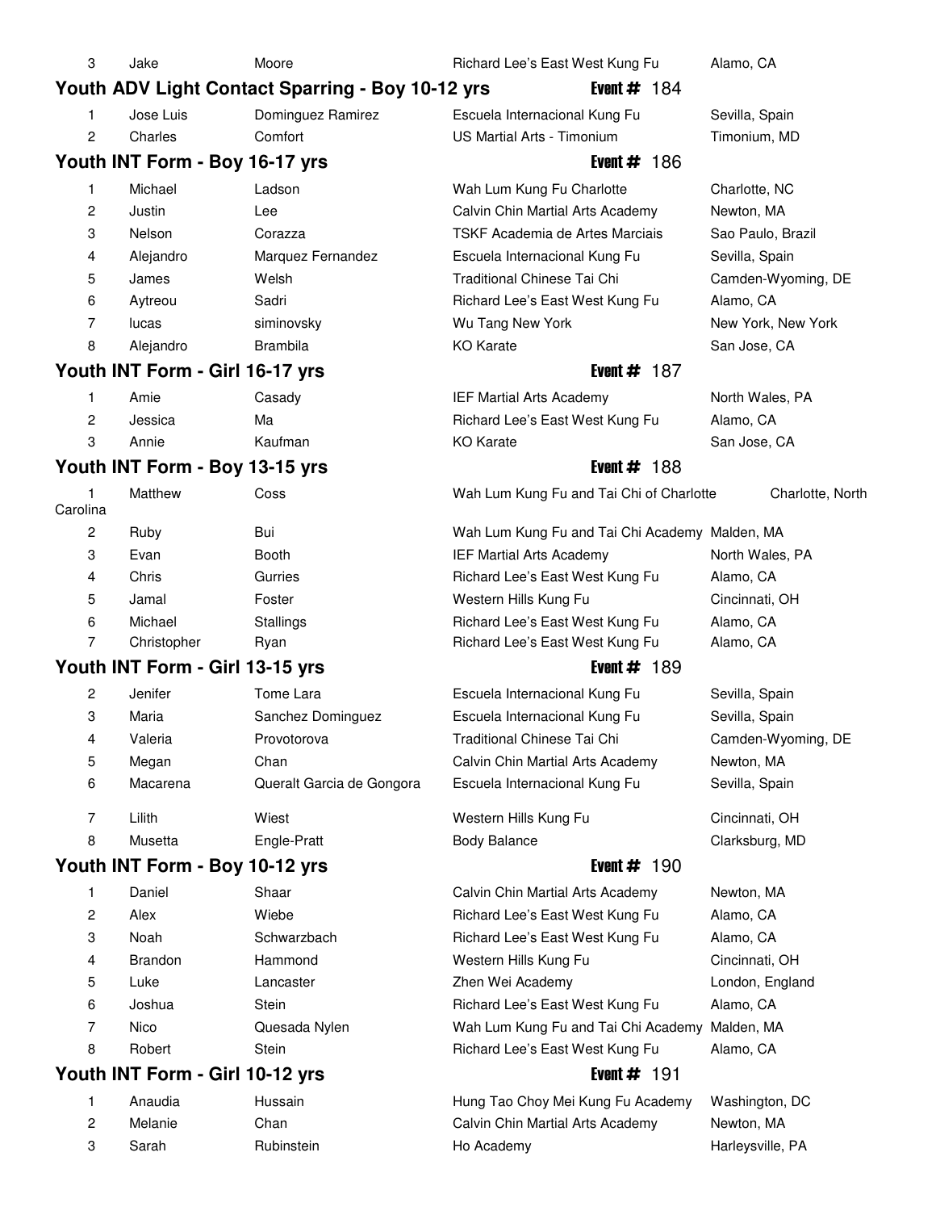| | | | | |
|---|---|---|---|---|
| 3 | Jake | Moore | Richard Lee's East West Kung Fu | Alamo, CA |

## Youth ADV Light Contact Sparring - Boy 10-12 yrs — Event # 184

| | | | | |
|---|---|---|---|---|
| 1 | Jose Luis | Dominguez Ramirez | Escuela Internacional Kung Fu | Sevilla, Spain |
| 2 | Charles | Comfort | US Martial Arts - Timonium | Timonium, MD |

## Youth INT Form - Boy 16-17 yrs — Event # 186

| | | | | |
|---|---|---|---|---|
| 1 | Michael | Ladson | Wah Lum Kung Fu Charlotte | Charlotte, NC |
| 2 | Justin | Lee | Calvin Chin Martial Arts Academy | Newton, MA |
| 3 | Nelson | Corazza | TSKF Academia de Artes Marciais | Sao Paulo, Brazil |
| 4 | Alejandro | Marquez Fernandez | Escuela Internacional Kung Fu | Sevilla, Spain |
| 5 | James | Welsh | Traditional Chinese Tai Chi | Camden-Wyoming, DE |
| 6 | Aytreou | Sadri | Richard Lee's East West Kung Fu | Alamo, CA |
| 7 | lucas | siminovsky | Wu Tang New York | New York, New York |
| 8 | Alejandro | Brambila | KO Karate | San Jose, CA |

## Youth INT Form - Girl 16-17 yrs — Event # 187

| | | | | |
|---|---|---|---|---|
| 1 | Amie | Casady | IEF Martial Arts Academy | North Wales, PA |
| 2 | Jessica | Ma | Richard Lee's East West Kung Fu | Alamo, CA |
| 3 | Annie | Kaufman | KO Karate | San Jose, CA |

## Youth INT Form - Boy 13-15 yrs — Event # 188

| | | | | |
|---|---|---|---|---|
| 1 | Matthew | Coss | Wah Lum Kung Fu and Tai Chi of Charlotte | Charlotte, North Carolina |
| 2 | Ruby | Bui | Wah Lum Kung Fu and Tai Chi Academy | Malden, MA |
| 3 | Evan | Booth | IEF Martial Arts Academy | North Wales, PA |
| 4 | Chris | Gurries | Richard Lee's East West Kung Fu | Alamo, CA |
| 5 | Jamal | Foster | Western Hills Kung Fu | Cincinnati, OH |
| 6 | Michael | Stallings | Richard Lee's East West Kung Fu | Alamo, CA |
| 7 | Christopher | Ryan | Richard Lee's East West Kung Fu | Alamo, CA |

## Youth INT Form - Girl 13-15 yrs — Event # 189

| | | | | |
|---|---|---|---|---|
| 2 | Jenifer | Tome Lara | Escuela Internacional Kung Fu | Sevilla, Spain |
| 3 | Maria | Sanchez Dominguez | Escuela Internacional Kung Fu | Sevilla, Spain |
| 4 | Valeria | Provotorova | Traditional Chinese Tai Chi | Camden-Wyoming, DE |
| 5 | Megan | Chan | Calvin Chin Martial Arts Academy | Newton, MA |
| 6 | Macarena | Queralt Garcia de Gongora | Escuela Internacional Kung Fu | Sevilla, Spain |
| 7 | Lilith | Wiest | Western Hills Kung Fu | Cincinnati, OH |
| 8 | Musetta | Engle-Pratt | Body Balance | Clarksburg, MD |

## Youth INT Form - Boy 10-12 yrs — Event # 190

| | | | | |
|---|---|---|---|---|
| 1 | Daniel | Shaar | Calvin Chin Martial Arts Academy | Newton, MA |
| 2 | Alex | Wiebe | Richard Lee's East West Kung Fu | Alamo, CA |
| 3 | Noah | Schwarzbach | Richard Lee's East West Kung Fu | Alamo, CA |
| 4 | Brandon | Hammond | Western Hills Kung Fu | Cincinnati, OH |
| 5 | Luke | Lancaster | Zhen Wei Academy | London, England |
| 6 | Joshua | Stein | Richard Lee's East West Kung Fu | Alamo, CA |
| 7 | Nico | Quesada Nylen | Wah Lum Kung Fu and Tai Chi Academy | Malden, MA |
| 8 | Robert | Stein | Richard Lee's East West Kung Fu | Alamo, CA |

## Youth INT Form - Girl 10-12 yrs — Event # 191

| | | | | |
|---|---|---|---|---|
| 1 | Anaudia | Hussain | Hung Tao Choy Mei Kung Fu Academy | Washington, DC |
| 2 | Melanie | Chan | Calvin Chin Martial Arts Academy | Newton, MA |
| 3 | Sarah | Rubinstein | Ho Academy | Harleysville, PA |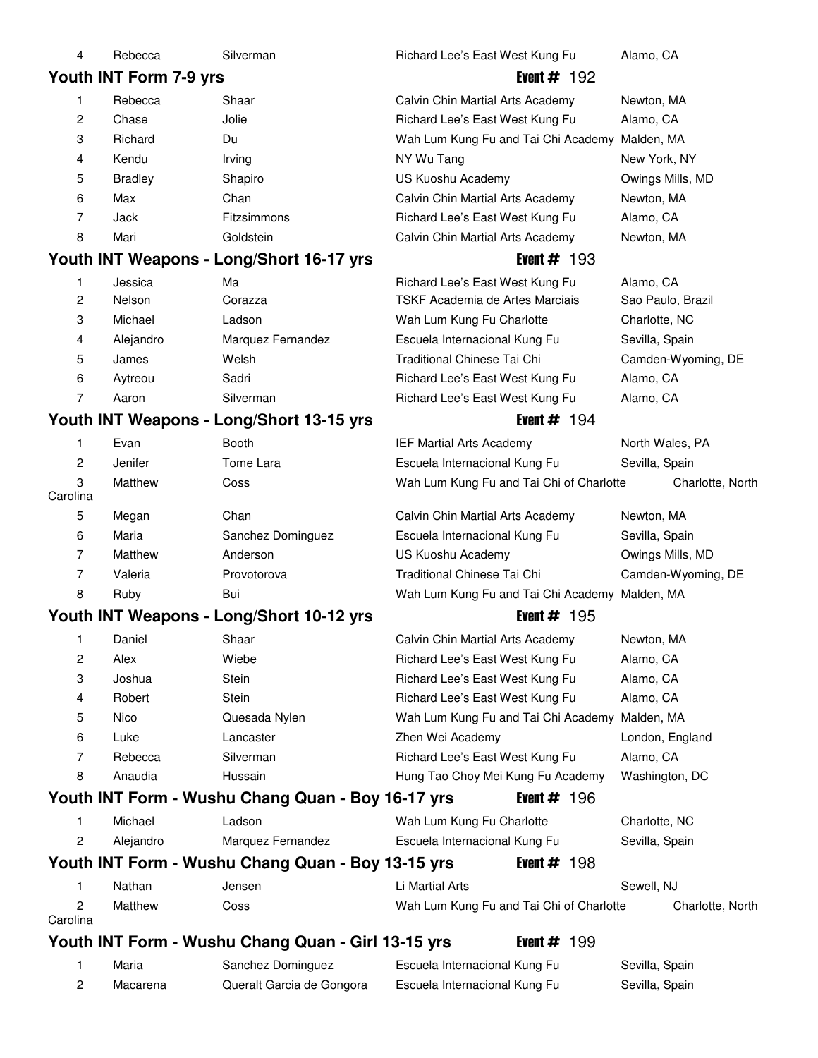| | | | | |
|---|---|---|---|---|
| 4 | Rebecca | Silverman | Richard Lee's East West Kung Fu | Alamo, CA |

## Youth INT Form 7-9 yrs

**Event #** 192

| | | | | |
|---|---|---|---|---|
| 1 | Rebecca | Shaar | Calvin Chin Martial Arts Academy | Newton, MA |
| 2 | Chase | Jolie | Richard Lee's East West Kung Fu | Alamo, CA |
| 3 | Richard | Du | Wah Lum Kung Fu and Tai Chi Academy | Malden, MA |
| 4 | Kendu | Irving | NY Wu Tang | New York, NY |
| 5 | Bradley | Shapiro | US Kuoshu Academy | Owings Mills, MD |
| 6 | Max | Chan | Calvin Chin Martial Arts Academy | Newton, MA |
| 7 | Jack | Fitzsimmons | Richard Lee's East West Kung Fu | Alamo, CA |
| 8 | Mari | Goldstein | Calvin Chin Martial Arts Academy | Newton, MA |

## Youth INT Weapons - Long/Short 16-17 yrs

**Event #** 193

| | | | | |
|---|---|---|---|---|
| 1 | Jessica | Ma | Richard Lee's East West Kung Fu | Alamo, CA |
| 2 | Nelson | Corazza | TSKF Academia de Artes Marciais | Sao Paulo, Brazil |
| 3 | Michael | Ladson | Wah Lum Kung Fu Charlotte | Charlotte, NC |
| 4 | Alejandro | Marquez Fernandez | Escuela Internacional Kung Fu | Sevilla, Spain |
| 5 | James | Welsh | Traditional Chinese Tai Chi | Camden-Wyoming, DE |
| 6 | Aytreou | Sadri | Richard Lee's East West Kung Fu | Alamo, CA |
| 7 | Aaron | Silverman | Richard Lee's East West Kung Fu | Alamo, CA |

## Youth INT Weapons - Long/Short 13-15 yrs

**Event #** 194

| | | | | |
|---|---|---|---|---|
| 1 | Evan | Booth | IEF Martial Arts Academy | North Wales, PA |
| 2 | Jenifer | Tome Lara | Escuela Internacional Kung Fu | Sevilla, Spain |
| 3 | Matthew | Coss | Wah Lum Kung Fu and Tai Chi of Charlotte | Charlotte, North Carolina |
| 5 | Megan | Chan | Calvin Chin Martial Arts Academy | Newton, MA |
| 6 | Maria | Sanchez Dominguez | Escuela Internacional Kung Fu | Sevilla, Spain |
| 7 | Matthew | Anderson | US Kuoshu Academy | Owings Mills, MD |
| 7 | Valeria | Provotorova | Traditional Chinese Tai Chi | Camden-Wyoming, DE |
| 8 | Ruby | Bui | Wah Lum Kung Fu and Tai Chi Academy | Malden, MA |

## Youth INT Weapons - Long/Short 10-12 yrs

**Event #** 195

| | | | | |
|---|---|---|---|---|
| 1 | Daniel | Shaar | Calvin Chin Martial Arts Academy | Newton, MA |
| 2 | Alex | Wiebe | Richard Lee's East West Kung Fu | Alamo, CA |
| 3 | Joshua | Stein | Richard Lee's East West Kung Fu | Alamo, CA |
| 4 | Robert | Stein | Richard Lee's East West Kung Fu | Alamo, CA |
| 5 | Nico | Quesada Nylen | Wah Lum Kung Fu and Tai Chi Academy | Malden, MA |
| 6 | Luke | Lancaster | Zhen Wei Academy | London, England |
| 7 | Rebecca | Silverman | Richard Lee's East West Kung Fu | Alamo, CA |
| 8 | Anaudia | Hussain | Hung Tao Choy Mei Kung Fu Academy | Washington, DC |

## Youth INT Form - Wushu Chang Quan - Boy 16-17 yrs

**Event #** 196

| | | | | |
|---|---|---|---|---|
| 1 | Michael | Ladson | Wah Lum Kung Fu Charlotte | Charlotte, NC |
| 2 | Alejandro | Marquez Fernandez | Escuela Internacional Kung Fu | Sevilla, Spain |

## Youth INT Form - Wushu Chang Quan - Boy 13-15 yrs

**Event #** 198

| | | | | |
|---|---|---|---|---|
| 1 | Nathan | Jensen | Li Martial Arts | Sewell, NJ |
| 2 | Matthew | Coss | Wah Lum Kung Fu and Tai Chi of Charlotte | Charlotte, North Carolina |

## Youth INT Form - Wushu Chang Quan - Girl 13-15 yrs

**Event #** 199

| | | | | |
|---|---|---|---|---|
| 1 | Maria | Sanchez Dominguez | Escuela Internacional Kung Fu | Sevilla, Spain |
| 2 | Macarena | Queralt Garcia de Gongora | Escuela Internacional Kung Fu | Sevilla, Spain |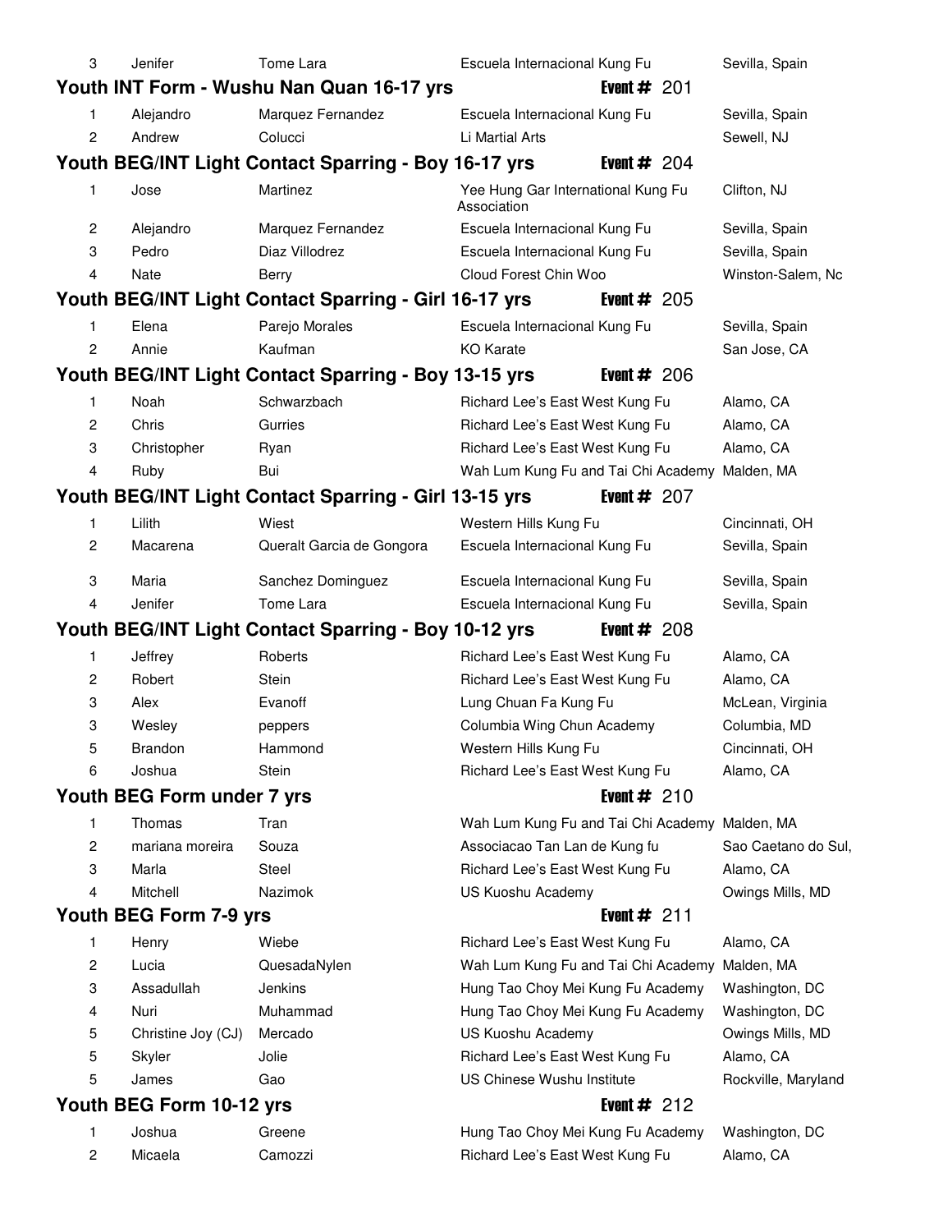| | | | | |
|---|---|---|---|---|
| 3 | Jenifer | Tome Lara | Escuela Internacional Kung Fu | Sevilla, Spain |

## Youth INT Form - Wushu Nan Quan 16-17 yrs — Event # 201

| | | | | |
|---|---|---|---|---|
| 1 | Alejandro | Marquez Fernandez | Escuela Internacional Kung Fu | Sevilla, Spain |
| 2 | Andrew | Colucci | Li Martial Arts | Sewell, NJ |

## Youth BEG/INT Light Contact Sparring - Boy 16-17 yrs — Event # 204

| | | | | |
|---|---|---|---|---|
| 1 | Jose | Martinez | Yee Hung Gar International Kung Fu Association | Clifton, NJ |
| 2 | Alejandro | Marquez Fernandez | Escuela Internacional Kung Fu | Sevilla, Spain |
| 3 | Pedro | Diaz Villodrez | Escuela Internacional Kung Fu | Sevilla, Spain |
| 4 | Nate | Berry | Cloud Forest Chin Woo | Winston-Salem, Nc |

## Youth BEG/INT Light Contact Sparring - Girl 16-17 yrs — Event # 205

| | | | | |
|---|---|---|---|---|
| 1 | Elena | Parejo Morales | Escuela Internacional Kung Fu | Sevilla, Spain |
| 2 | Annie | Kaufman | KO Karate | San Jose, CA |

## Youth BEG/INT Light Contact Sparring - Boy 13-15 yrs — Event # 206

| | | | | |
|---|---|---|---|---|
| 1 | Noah | Schwarzbach | Richard Lee's East West Kung Fu | Alamo, CA |
| 2 | Chris | Gurries | Richard Lee's East West Kung Fu | Alamo, CA |
| 3 | Christopher | Ryan | Richard Lee's East West Kung Fu | Alamo, CA |
| 4 | Ruby | Bui | Wah Lum Kung Fu and Tai Chi Academy | Malden, MA |

## Youth BEG/INT Light Contact Sparring - Girl 13-15 yrs — Event # 207

| | | | | |
|---|---|---|---|---|
| 1 | Lilith | Wiest | Western Hills Kung Fu | Cincinnati, OH |
| 2 | Macarena | Queralt Garcia de Gongora | Escuela Internacional Kung Fu | Sevilla, Spain |
| 3 | Maria | Sanchez Dominguez | Escuela Internacional Kung Fu | Sevilla, Spain |
| 4 | Jenifer | Tome Lara | Escuela Internacional Kung Fu | Sevilla, Spain |

## Youth BEG/INT Light Contact Sparring - Boy 10-12 yrs — Event # 208

| | | | | |
|---|---|---|---|---|
| 1 | Jeffrey | Roberts | Richard Lee's East West Kung Fu | Alamo, CA |
| 2 | Robert | Stein | Richard Lee's East West Kung Fu | Alamo, CA |
| 3 | Alex | Evanoff | Lung Chuan Fa Kung Fu | McLean, Virginia |
| 3 | Wesley | peppers | Columbia Wing Chun Academy | Columbia, MD |
| 5 | Brandon | Hammond | Western Hills Kung Fu | Cincinnati, OH |
| 6 | Joshua | Stein | Richard Lee's East West Kung Fu | Alamo, CA |

## Youth BEG Form under 7 yrs — Event # 210

| | | | | |
|---|---|---|---|---|
| 1 | Thomas | Tran | Wah Lum Kung Fu and Tai Chi Academy | Malden, MA |
| 2 | mariana moreira | Souza | Associacao Tan Lan de Kung fu | Sao Caetano do Sul, |
| 3 | Marla | Steel | Richard Lee's East West Kung Fu | Alamo, CA |
| 4 | Mitchell | Nazimok | US Kuoshu Academy | Owings Mills, MD |

## Youth BEG Form 7-9 yrs — Event # 211

| | | | | |
|---|---|---|---|---|
| 1 | Henry | Wiebe | Richard Lee's East West Kung Fu | Alamo, CA |
| 2 | Lucia | QuesadaNylen | Wah Lum Kung Fu and Tai Chi Academy | Malden, MA |
| 3 | Assadullah | Jenkins | Hung Tao Choy Mei Kung Fu Academy | Washington, DC |
| 4 | Nuri | Muhammad | Hung Tao Choy Mei Kung Fu Academy | Washington, DC |
| 5 | Christine Joy (CJ) | Mercado | US Kuoshu Academy | Owings Mills, MD |
| 5 | Skyler | Jolie | Richard Lee's East West Kung Fu | Alamo, CA |
| 5 | James | Gao | US Chinese Wushu Institute | Rockville, Maryland |

## Youth BEG Form 10-12 yrs — Event # 212

| | | | | |
|---|---|---|---|---|
| 1 | Joshua | Greene | Hung Tao Choy Mei Kung Fu Academy | Washington, DC |
| 2 | Micaela | Camozzi | Richard Lee's East West Kung Fu | Alamo, CA |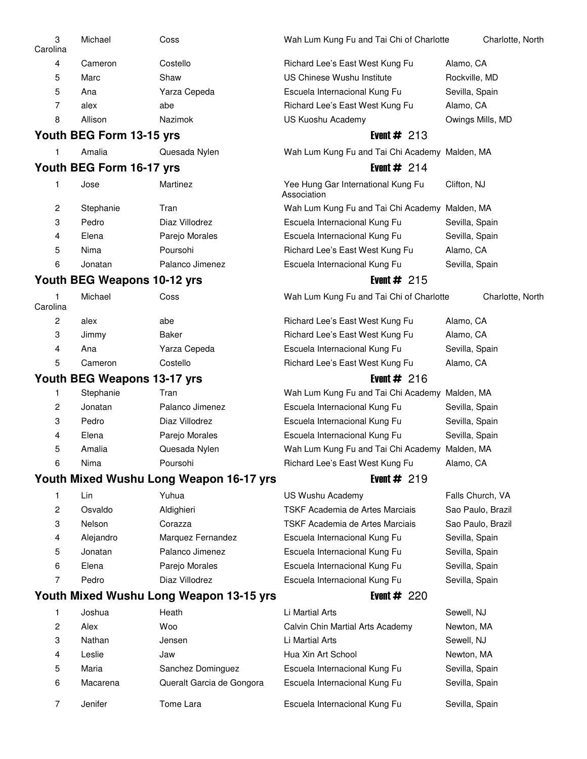| | | | | |
|---|---|---|---|---|
| 3 | Michael | Coss | Wah Lum Kung Fu and Tai Chi of Charlotte | Charlotte, North Carolina |
| 4 | Cameron | Costello | Richard Lee's East West Kung Fu | Alamo, CA |
| 5 | Marc | Shaw | US Chinese Wushu Institute | Rockville, MD |
| 5 | Ana | Yarza Cepeda | Escuela Internacional Kung Fu | Sevilla, Spain |
| 7 | alex | abe | Richard Lee's East West Kung Fu | Alamo, CA |
| 8 | Allison | Nazimok | US Kuoshu Academy | Owings Mills, MD |

## Youth BEG Form 13-15 yrs — Event # 213

| | | | | |
|---|---|---|---|---|
| 1 | Amalia | Quesada Nylen | Wah Lum Kung Fu and Tai Chi Academy | Malden, MA |

## Youth BEG Form 16-17 yrs — Event # 214

| | | | | |
|---|---|---|---|---|
| 1 | Jose | Martinez | Yee Hung Gar International Kung Fu Association | Clifton, NJ |
| 2 | Stephanie | Tran | Wah Lum Kung Fu and Tai Chi Academy | Malden, MA |
| 3 | Pedro | Diaz Villodrez | Escuela Internacional Kung Fu | Sevilla, Spain |
| 4 | Elena | Parejo Morales | Escuela Internacional Kung Fu | Sevilla, Spain |
| 5 | Nima | Poursohi | Richard Lee's East West Kung Fu | Alamo, CA |
| 6 | Jonatan | Palanco Jimenez | Escuela Internacional Kung Fu | Sevilla, Spain |

## Youth BEG Weapons 10-12 yrs — Event # 215

| | | | | |
|---|---|---|---|---|
| 1 | Michael | Coss | Wah Lum Kung Fu and Tai Chi of Charlotte | Charlotte, North Carolina |
| 2 | alex | abe | Richard Lee's East West Kung Fu | Alamo, CA |
| 3 | Jimmy | Baker | Richard Lee's East West Kung Fu | Alamo, CA |
| 4 | Ana | Yarza Cepeda | Escuela Internacional Kung Fu | Sevilla, Spain |
| 5 | Cameron | Costello | Richard Lee's East West Kung Fu | Alamo, CA |

## Youth BEG Weapons 13-17 yrs — Event # 216

| | | | | |
|---|---|---|---|---|
| 1 | Stephanie | Tran | Wah Lum Kung Fu and Tai Chi Academy | Malden, MA |
| 2 | Jonatan | Palanco Jimenez | Escuela Internacional Kung Fu | Sevilla, Spain |
| 3 | Pedro | Diaz Villodrez | Escuela Internacional Kung Fu | Sevilla, Spain |
| 4 | Elena | Parejo Morales | Escuela Internacional Kung Fu | Sevilla, Spain |
| 5 | Amalia | Quesada Nylen | Wah Lum Kung Fu and Tai Chi Academy | Malden, MA |
| 6 | Nima | Poursohi | Richard Lee's East West Kung Fu | Alamo, CA |

## Youth Mixed Wushu Long Weapon 16-17 yrs — Event # 219

| | | | | |
|---|---|---|---|---|
| 1 | Lin | Yuhua | US Wushu Academy | Falls Church, VA |
| 2 | Osvaldo | Aldighieri | TSKF Academia de Artes Marciais | Sao Paulo, Brazil |
| 3 | Nelson | Corazza | TSKF Academia de Artes Marciais | Sao Paulo, Brazil |
| 4 | Alejandro | Marquez Fernandez | Escuela Internacional Kung Fu | Sevilla, Spain |
| 5 | Jonatan | Palanco Jimenez | Escuela Internacional Kung Fu | Sevilla, Spain |
| 6 | Elena | Parejo Morales | Escuela Internacional Kung Fu | Sevilla, Spain |
| 7 | Pedro | Diaz Villodrez | Escuela Internacional Kung Fu | Sevilla, Spain |

## Youth Mixed Wushu Long Weapon 13-15 yrs — Event # 220

| | | | | |
|---|---|---|---|---|
| 1 | Joshua | Heath | Li Martial Arts | Sewell, NJ |
| 2 | Alex | Woo | Calvin Chin Martial Arts Academy | Newton, MA |
| 3 | Nathan | Jensen | Li Martial Arts | Sewell, NJ |
| 4 | Leslie | Jaw | Hua Xin Art School | Newton, MA |
| 5 | Maria | Sanchez Dominguez | Escuela Internacional Kung Fu | Sevilla, Spain |
| 6 | Macarena | Queralt Garcia de Gongora | Escuela Internacional Kung Fu | Sevilla, Spain |
| 7 | Jenifer | Tome Lara | Escuela Internacional Kung Fu | Sevilla, Spain |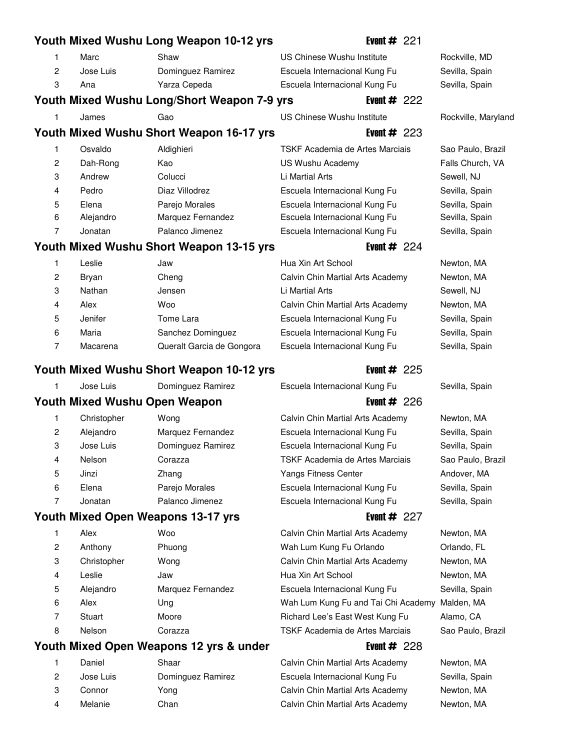## Youth Mixed Wushu Long Weapon 10-12 yrs — Event # 221

| | | | | |
|---|---|---|---|---|
| 1 | Marc | Shaw | US Chinese Wushu Institute | Rockville, MD |
| 2 | Jose Luis | Dominguez Ramirez | Escuela Internacional Kung Fu | Sevilla, Spain |
| 3 | Ana | Yarza Cepeda | Escuela Internacional Kung Fu | Sevilla, Spain |

## Youth Mixed Wushu Long/Short Weapon 7-9 yrs — Event # 222

| | | | | |
|---|---|---|---|---|
| 1 | James | Gao | US Chinese Wushu Institute | Rockville, Maryland |

## Youth Mixed Wushu Short Weapon 16-17 yrs — Event # 223

| | | | | |
|---|---|---|---|---|
| 1 | Osvaldo | Aldighieri | TSKF Academia de Artes Marciais | Sao Paulo, Brazil |
| 2 | Dah-Rong | Kao | US Wushu Academy | Falls Church, VA |
| 3 | Andrew | Colucci | Li Martial Arts | Sewell, NJ |
| 4 | Pedro | Diaz Villodrez | Escuela Internacional Kung Fu | Sevilla, Spain |
| 5 | Elena | Parejo Morales | Escuela Internacional Kung Fu | Sevilla, Spain |
| 6 | Alejandro | Marquez Fernandez | Escuela Internacional Kung Fu | Sevilla, Spain |
| 7 | Jonatan | Palanco Jimenez | Escuela Internacional Kung Fu | Sevilla, Spain |

## Youth Mixed Wushu Short Weapon 13-15 yrs — Event # 224

| | | | | |
|---|---|---|---|---|
| 1 | Leslie | Jaw | Hua Xin Art School | Newton, MA |
| 2 | Bryan | Cheng | Calvin Chin Martial Arts Academy | Newton, MA |
| 3 | Nathan | Jensen | Li Martial Arts | Sewell, NJ |
| 4 | Alex | Woo | Calvin Chin Martial Arts Academy | Newton, MA |
| 5 | Jenifer | Tome Lara | Escuela Internacional Kung Fu | Sevilla, Spain |
| 6 | Maria | Sanchez Dominguez | Escuela Internacional Kung Fu | Sevilla, Spain |
| 7 | Macarena | Queralt Garcia de Gongora | Escuela Internacional Kung Fu | Sevilla, Spain |

## Youth Mixed Wushu Short Weapon 10-12 yrs — Event # 225

| | | | | |
|---|---|---|---|---|
| 1 | Jose Luis | Dominguez Ramirez | Escuela Internacional Kung Fu | Sevilla, Spain |

## Youth Mixed Wushu Open Weapon — Event # 226

| | | | | |
|---|---|---|---|---|
| 1 | Christopher | Wong | Calvin Chin Martial Arts Academy | Newton, MA |
| 2 | Alejandro | Marquez Fernandez | Escuela Internacional Kung Fu | Sevilla, Spain |
| 3 | Jose Luis | Dominguez Ramirez | Escuela Internacional Kung Fu | Sevilla, Spain |
| 4 | Nelson | Corazza | TSKF Academia de Artes Marciais | Sao Paulo, Brazil |
| 5 | Jinzi | Zhang | Yangs Fitness Center | Andover, MA |
| 6 | Elena | Parejo Morales | Escuela Internacional Kung Fu | Sevilla, Spain |
| 7 | Jonatan | Palanco Jimenez | Escuela Internacional Kung Fu | Sevilla, Spain |

## Youth Mixed Open Weapons 13-17 yrs — Event # 227

| | | | | |
|---|---|---|---|---|
| 1 | Alex | Woo | Calvin Chin Martial Arts Academy | Newton, MA |
| 2 | Anthony | Phuong | Wah Lum Kung Fu Orlando | Orlando, FL |
| 3 | Christopher | Wong | Calvin Chin Martial Arts Academy | Newton, MA |
| 4 | Leslie | Jaw | Hua Xin Art School | Newton, MA |
| 5 | Alejandro | Marquez Fernandez | Escuela Internacional Kung Fu | Sevilla, Spain |
| 6 | Alex | Ung | Wah Lum Kung Fu and Tai Chi Academy | Malden, MA |
| 7 | Stuart | Moore | Richard Lee's East West Kung Fu | Alamo, CA |
| 8 | Nelson | Corazza | TSKF Academia de Artes Marciais | Sao Paulo, Brazil |

## Youth Mixed Open Weapons 12 yrs & under — Event # 228

| | | | | |
|---|---|---|---|---|
| 1 | Daniel | Shaar | Calvin Chin Martial Arts Academy | Newton, MA |
| 2 | Jose Luis | Dominguez Ramirez | Escuela Internacional Kung Fu | Sevilla, Spain |
| 3 | Connor | Yong | Calvin Chin Martial Arts Academy | Newton, MA |
| 4 | Melanie | Chan | Calvin Chin Martial Arts Academy | Newton, MA |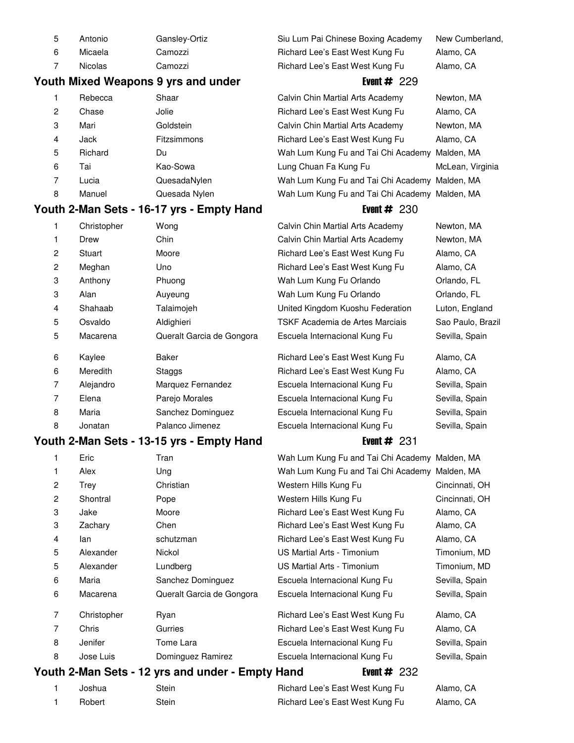| | | | | |
|---|---|---|---|---|
| 5 | Antonio | Gansley-Ortiz | Siu Lum Pai Chinese Boxing Academy | New Cumberland, |
| 6 | Micaela | Camozzi | Richard Lee's East West Kung Fu | Alamo, CA |
| 7 | Nicolas | Camozzi | Richard Lee's East West Kung Fu | Alamo, CA |

## Youth Mixed Weapons 9 yrs and under — Event # 229

| | | | | |
|---|---|---|---|---|
| 1 | Rebecca | Shaar | Calvin Chin Martial Arts Academy | Newton, MA |
| 2 | Chase | Jolie | Richard Lee's East West Kung Fu | Alamo, CA |
| 3 | Mari | Goldstein | Calvin Chin Martial Arts Academy | Newton, MA |
| 4 | Jack | Fitzsimmons | Richard Lee's East West Kung Fu | Alamo, CA |
| 5 | Richard | Du | Wah Lum Kung Fu and Tai Chi Academy | Malden, MA |
| 6 | Tai | Kao-Sowa | Lung Chuan Fa Kung Fu | McLean, Virginia |
| 7 | Lucia | QuesadaNylen | Wah Lum Kung Fu and Tai Chi Academy | Malden, MA |
| 8 | Manuel | Quesada Nylen | Wah Lum Kung Fu and Tai Chi Academy | Malden, MA |

## Youth 2-Man Sets - 16-17 yrs - Empty Hand — Event # 230

| | | | | |
|---|---|---|---|---|
| 1 | Christopher | Wong | Calvin Chin Martial Arts Academy | Newton, MA |
| 1 | Drew | Chin | Calvin Chin Martial Arts Academy | Newton, MA |
| 2 | Stuart | Moore | Richard Lee's East West Kung Fu | Alamo, CA |
| 2 | Meghan | Uno | Richard Lee's East West Kung Fu | Alamo, CA |
| 3 | Anthony | Phuong | Wah Lum Kung Fu Orlando | Orlando, FL |
| 3 | Alan | Auyeung | Wah Lum Kung Fu Orlando | Orlando, FL |
| 4 | Shahaab | Talaimojeh | United Kingdom Kuoshu Federation | Luton, England |
| 5 | Osvaldo | Aldighieri | TSKF Academia de Artes Marciais | Sao Paulo, Brazil |
| 5 | Macarena | Queralt Garcia de Gongora | Escuela Internacional Kung Fu | Sevilla, Spain |
| 6 | Kaylee | Baker | Richard Lee's East West Kung Fu | Alamo, CA |
| 6 | Meredith | Staggs | Richard Lee's East West Kung Fu | Alamo, CA |
| 7 | Alejandro | Marquez Fernandez | Escuela Internacional Kung Fu | Sevilla, Spain |
| 7 | Elena | Parejo Morales | Escuela Internacional Kung Fu | Sevilla, Spain |
| 8 | Maria | Sanchez Dominguez | Escuela Internacional Kung Fu | Sevilla, Spain |
| 8 | Jonatan | Palanco Jimenez | Escuela Internacional Kung Fu | Sevilla, Spain |

## Youth 2-Man Sets - 13-15 yrs - Empty Hand — Event # 231

| | | | | |
|---|---|---|---|---|
| 1 | Eric | Tran | Wah Lum Kung Fu and Tai Chi Academy | Malden, MA |
| 1 | Alex | Ung | Wah Lum Kung Fu and Tai Chi Academy | Malden, MA |
| 2 | Trey | Christian | Western Hills Kung Fu | Cincinnati, OH |
| 2 | Shontral | Pope | Western Hills Kung Fu | Cincinnati, OH |
| 3 | Jake | Moore | Richard Lee's East West Kung Fu | Alamo, CA |
| 3 | Zachary | Chen | Richard Lee's East West Kung Fu | Alamo, CA |
| 4 | Ian | schutzman | Richard Lee's East West Kung Fu | Alamo, CA |
| 5 | Alexander | Nickol | US Martial Arts - Timonium | Timonium, MD |
| 5 | Alexander | Lundberg | US Martial Arts - Timonium | Timonium, MD |
| 6 | Maria | Sanchez Dominguez | Escuela Internacional Kung Fu | Sevilla, Spain |
| 6 | Macarena | Queralt Garcia de Gongora | Escuela Internacional Kung Fu | Sevilla, Spain |
| 7 | Christopher | Ryan | Richard Lee's East West Kung Fu | Alamo, CA |
| 7 | Chris | Gurries | Richard Lee's East West Kung Fu | Alamo, CA |
| 8 | Jenifer | Tome Lara | Escuela Internacional Kung Fu | Sevilla, Spain |
| 8 | Jose Luis | Dominguez Ramirez | Escuela Internacional Kung Fu | Sevilla, Spain |

## Youth 2-Man Sets - 12 yrs and under - Empty Hand — Event # 232

| | | | | |
|---|---|---|---|---|
| 1 | Joshua | Stein | Richard Lee's East West Kung Fu | Alamo, CA |
| 1 | Robert | Stein | Richard Lee's East West Kung Fu | Alamo, CA |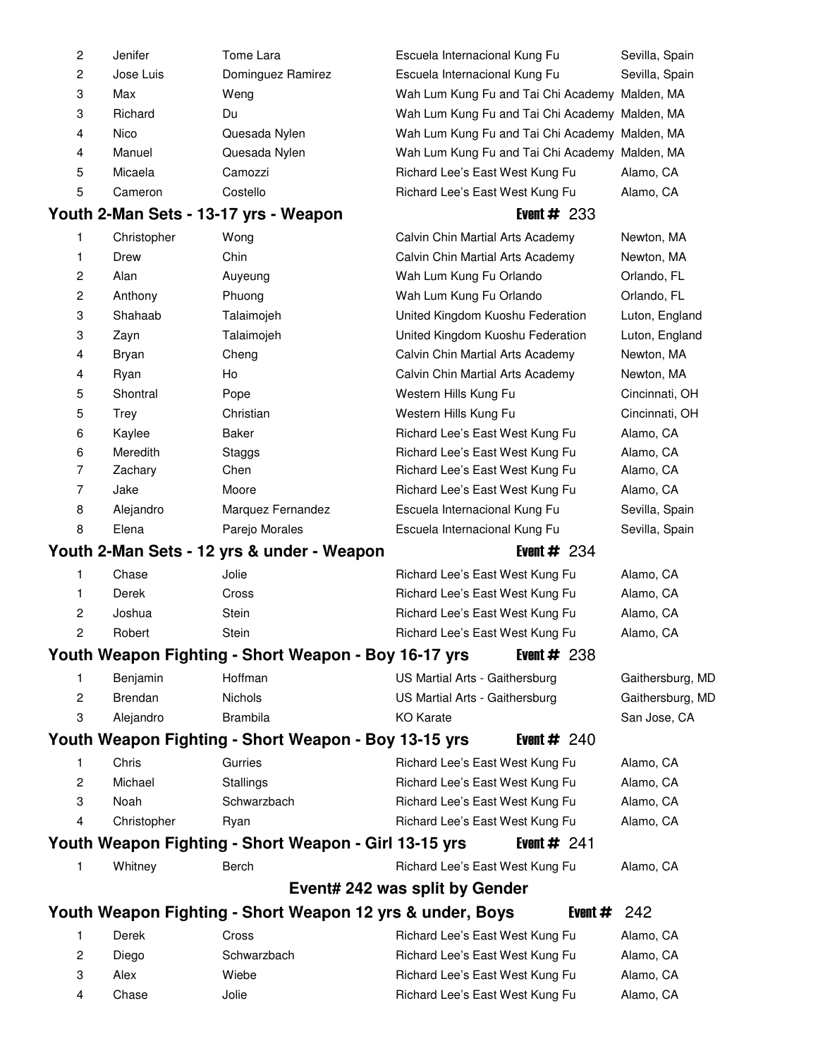| | | | | |
|---|---|---|---|---|
| 2 | Jenifer | Tome Lara | Escuela Internacional Kung Fu | Sevilla, Spain |
| 2 | Jose Luis | Dominguez Ramirez | Escuela Internacional Kung Fu | Sevilla, Spain |
| 3 | Max | Weng | Wah Lum Kung Fu and Tai Chi Academy | Malden, MA |
| 3 | Richard | Du | Wah Lum Kung Fu and Tai Chi Academy | Malden, MA |
| 4 | Nico | Quesada Nylen | Wah Lum Kung Fu and Tai Chi Academy | Malden, MA |
| 4 | Manuel | Quesada Nylen | Wah Lum Kung Fu and Tai Chi Academy | Malden, MA |
| 5 | Micaela | Camozzi | Richard Lee's East West Kung Fu | Alamo, CA |
| 5 | Cameron | Costello | Richard Lee's East West Kung Fu | Alamo, CA |

### Youth 2-Man Sets - 13-17 yrs - Weapon — Event # 233

| | | | | |
|---|---|---|---|---|
| 1 | Christopher | Wong | Calvin Chin Martial Arts Academy | Newton, MA |
| 1 | Drew | Chin | Calvin Chin Martial Arts Academy | Newton, MA |
| 2 | Alan | Auyeung | Wah Lum Kung Fu Orlando | Orlando, FL |
| 2 | Anthony | Phuong | Wah Lum Kung Fu Orlando | Orlando, FL |
| 3 | Shahaab | Talaimojeh | United Kingdom Kuoshu Federation | Luton, England |
| 3 | Zayn | Talaimojeh | United Kingdom Kuoshu Federation | Luton, England |
| 4 | Bryan | Cheng | Calvin Chin Martial Arts Academy | Newton, MA |
| 4 | Ryan | Ho | Calvin Chin Martial Arts Academy | Newton, MA |
| 5 | Shontral | Pope | Western Hills Kung Fu | Cincinnati, OH |
| 5 | Trey | Christian | Western Hills Kung Fu | Cincinnati, OH |
| 6 | Kaylee | Baker | Richard Lee's East West Kung Fu | Alamo, CA |
| 6 | Meredith | Staggs | Richard Lee's East West Kung Fu | Alamo, CA |
| 7 | Zachary | Chen | Richard Lee's East West Kung Fu | Alamo, CA |
| 7 | Jake | Moore | Richard Lee's East West Kung Fu | Alamo, CA |
| 8 | Alejandro | Marquez Fernandez | Escuela Internacional Kung Fu | Sevilla, Spain |
| 8 | Elena | Parejo Morales | Escuela Internacional Kung Fu | Sevilla, Spain |

### Youth 2-Man Sets - 12 yrs & under - Weapon — Event # 234

| | | | | |
|---|---|---|---|---|
| 1 | Chase | Jolie | Richard Lee's East West Kung Fu | Alamo, CA |
| 1 | Derek | Cross | Richard Lee's East West Kung Fu | Alamo, CA |
| 2 | Joshua | Stein | Richard Lee's East West Kung Fu | Alamo, CA |
| 2 | Robert | Stein | Richard Lee's East West Kung Fu | Alamo, CA |

### Youth Weapon Fighting - Short Weapon - Boy 16-17 yrs — Event # 238

| | | | | |
|---|---|---|---|---|
| 1 | Benjamin | Hoffman | US Martial Arts - Gaithersburg | Gaithersburg, MD |
| 2 | Brendan | Nichols | US Martial Arts - Gaithersburg | Gaithersburg, MD |
| 3 | Alejandro | Brambila | KO Karate | San Jose, CA |

### Youth Weapon Fighting - Short Weapon - Boy 13-15 yrs — Event # 240

| | | | | |
|---|---|---|---|---|
| 1 | Chris | Gurries | Richard Lee's East West Kung Fu | Alamo, CA |
| 2 | Michael | Stallings | Richard Lee's East West Kung Fu | Alamo, CA |
| 3 | Noah | Schwarzbach | Richard Lee's East West Kung Fu | Alamo, CA |
| 4 | Christopher | Ryan | Richard Lee's East West Kung Fu | Alamo, CA |

### Youth Weapon Fighting - Short Weapon - Girl 13-15 yrs — Event # 241

| | | | | |
|---|---|---|---|---|
| 1 | Whitney | Berch | Richard Lee's East West Kung Fu | Alamo, CA |

**Event# 242 was split by Gender**

### Youth Weapon Fighting - Short Weapon 12 yrs & under, Boys — Event # 242

| | | | | |
|---|---|---|---|---|
| 1 | Derek | Cross | Richard Lee's East West Kung Fu | Alamo, CA |
| 2 | Diego | Schwarzbach | Richard Lee's East West Kung Fu | Alamo, CA |
| 3 | Alex | Wiebe | Richard Lee's East West Kung Fu | Alamo, CA |
| 4 | Chase | Jolie | Richard Lee's East West Kung Fu | Alamo, CA |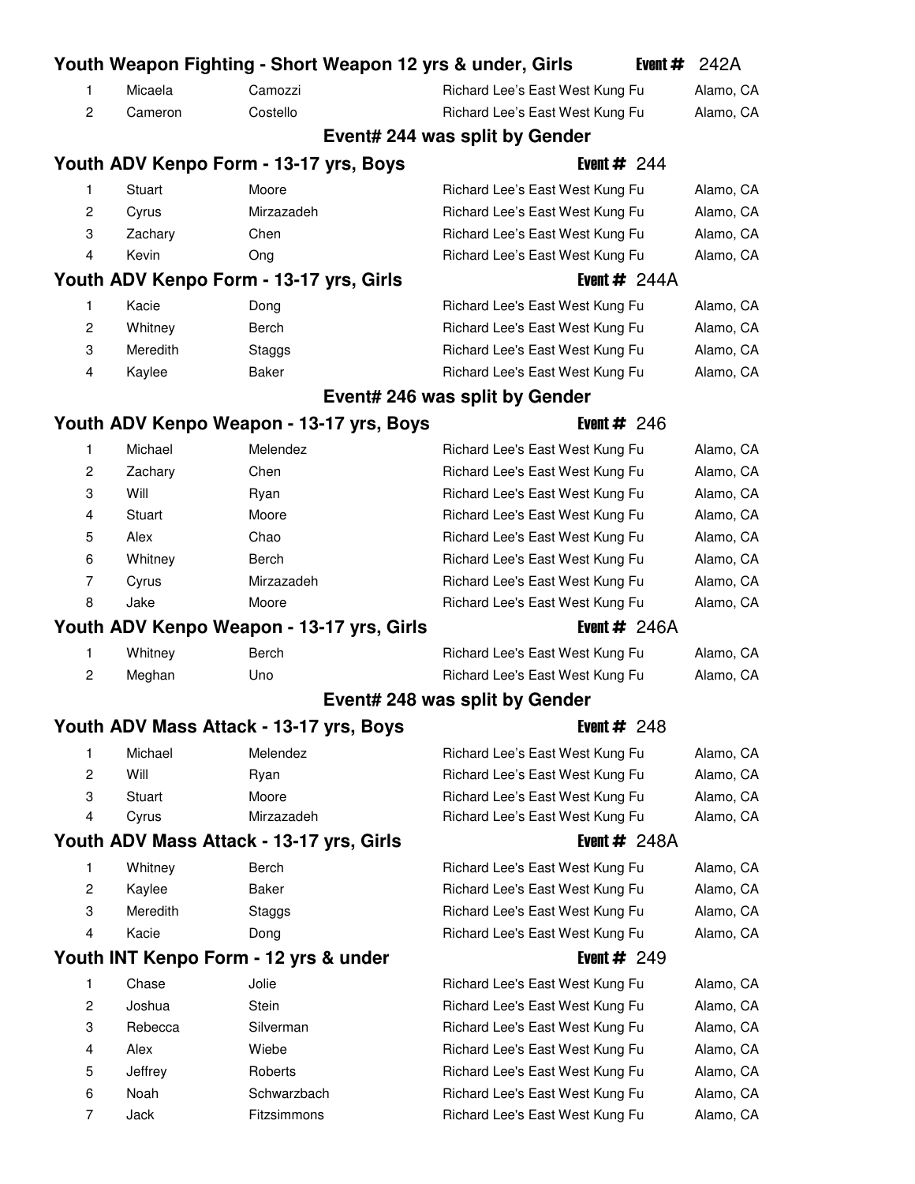### Youth Weapon Fighting - Short Weapon 12 yrs & under, Girls — Event # 242A

| | | | | |
|---|---|---|---|---|
| 1 | Micaela | Camozzi | Richard Lee’s East West Kung Fu | Alamo, CA |
| 2 | Cameron | Costello | Richard Lee’s East West Kung Fu | Alamo, CA |

**Event# 244 was split by Gender**

### Youth ADV Kenpo Form - 13-17 yrs, Boys — Event # 244

| | | | | |
|---|---|---|---|---|
| 1 | Stuart | Moore | Richard Lee’s East West Kung Fu | Alamo, CA |
| 2 | Cyrus | Mirzazadeh | Richard Lee’s East West Kung Fu | Alamo, CA |
| 3 | Zachary | Chen | Richard Lee’s East West Kung Fu | Alamo, CA |
| 4 | Kevin | Ong | Richard Lee’s East West Kung Fu | Alamo, CA |

### Youth ADV Kenpo Form - 13-17 yrs, Girls — Event # 244A

| | | | | |
|---|---|---|---|---|
| 1 | Kacie | Dong | Richard Lee's East West Kung Fu | Alamo, CA |
| 2 | Whitney | Berch | Richard Lee's East West Kung Fu | Alamo, CA |
| 3 | Meredith | Staggs | Richard Lee's East West Kung Fu | Alamo, CA |
| 4 | Kaylee | Baker | Richard Lee's East West Kung Fu | Alamo, CA |

**Event# 246 was split by Gender**

### Youth ADV Kenpo Weapon - 13-17 yrs, Boys — Event # 246

| | | | | |
|---|---|---|---|---|
| 1 | Michael | Melendez | Richard Lee's East West Kung Fu | Alamo, CA |
| 2 | Zachary | Chen | Richard Lee's East West Kung Fu | Alamo, CA |
| 3 | Will | Ryan | Richard Lee's East West Kung Fu | Alamo, CA |
| 4 | Stuart | Moore | Richard Lee's East West Kung Fu | Alamo, CA |
| 5 | Alex | Chao | Richard Lee's East West Kung Fu | Alamo, CA |
| 6 | Whitney | Berch | Richard Lee's East West Kung Fu | Alamo, CA |
| 7 | Cyrus | Mirzazadeh | Richard Lee's East West Kung Fu | Alamo, CA |
| 8 | Jake | Moore | Richard Lee's East West Kung Fu | Alamo, CA |

### Youth ADV Kenpo Weapon - 13-17 yrs, Girls — Event # 246A

| | | | | |
|---|---|---|---|---|
| 1 | Whitney | Berch | Richard Lee's East West Kung Fu | Alamo, CA |
| 2 | Meghan | Uno | Richard Lee's East West Kung Fu | Alamo, CA |

**Event# 248 was split by Gender**

### Youth ADV Mass Attack - 13-17 yrs, Boys — Event # 248

| | | | | |
|---|---|---|---|---|
| 1 | Michael | Melendez | Richard Lee’s East West Kung Fu | Alamo, CA |
| 2 | Will | Ryan | Richard Lee’s East West Kung Fu | Alamo, CA |
| 3 | Stuart | Moore | Richard Lee’s East West Kung Fu | Alamo, CA |
| 4 | Cyrus | Mirzazadeh | Richard Lee’s East West Kung Fu | Alamo, CA |

### Youth ADV Mass Attack - 13-17 yrs, Girls — Event # 248A

| | | | | |
|---|---|---|---|---|
| 1 | Whitney | Berch | Richard Lee's East West Kung Fu | Alamo, CA |
| 2 | Kaylee | Baker | Richard Lee's East West Kung Fu | Alamo, CA |
| 3 | Meredith | Staggs | Richard Lee's East West Kung Fu | Alamo, CA |
| 4 | Kacie | Dong | Richard Lee's East West Kung Fu | Alamo, CA |

### Youth INT Kenpo Form - 12 yrs & under — Event # 249

| | | | | |
|---|---|---|---|---|
| 1 | Chase | Jolie | Richard Lee's East West Kung Fu | Alamo, CA |
| 2 | Joshua | Stein | Richard Lee's East West Kung Fu | Alamo, CA |
| 3 | Rebecca | Silverman | Richard Lee's East West Kung Fu | Alamo, CA |
| 4 | Alex | Wiebe | Richard Lee's East West Kung Fu | Alamo, CA |
| 5 | Jeffrey | Roberts | Richard Lee's East West Kung Fu | Alamo, CA |
| 6 | Noah | Schwarzbach | Richard Lee's East West Kung Fu | Alamo, CA |
| 7 | Jack | Fitzsimmons | Richard Lee's East West Kung Fu | Alamo, CA |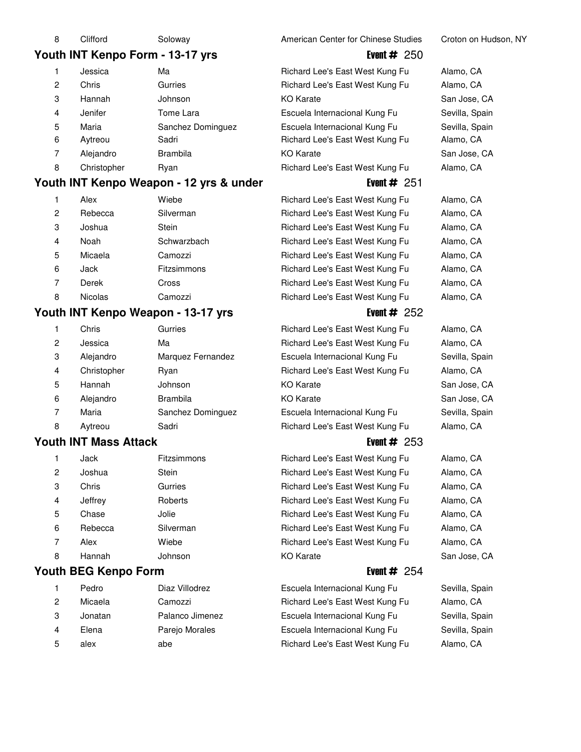| | | | | |
|---|---|---|---|---|
| 8 | Clifford | Soloway | American Center for Chinese Studies | Croton on Hudson, NY |

## Youth INT Kenpo Form - 13-17 yrs

**Event #** 250

| | | | | |
|---|---|---|---|---|
| 1 | Jessica | Ma | Richard Lee's East West Kung Fu | Alamo, CA |
| 2 | Chris | Gurries | Richard Lee's East West Kung Fu | Alamo, CA |
| 3 | Hannah | Johnson | KO Karate | San Jose, CA |
| 4 | Jenifer | Tome Lara | Escuela Internacional Kung Fu | Sevilla, Spain |
| 5 | Maria | Sanchez Dominguez | Escuela Internacional Kung Fu | Sevilla, Spain |
| 6 | Aytreou | Sadri | Richard Lee's East West Kung Fu | Alamo, CA |
| 7 | Alejandro | Brambila | KO Karate | San Jose, CA |
| 8 | Christopher | Ryan | Richard Lee's East West Kung Fu | Alamo, CA |

## Youth INT Kenpo Weapon - 12 yrs & under

**Event #** 251

| | | | | |
|---|---|---|---|---|
| 1 | Alex | Wiebe | Richard Lee's East West Kung Fu | Alamo, CA |
| 2 | Rebecca | Silverman | Richard Lee's East West Kung Fu | Alamo, CA |
| 3 | Joshua | Stein | Richard Lee's East West Kung Fu | Alamo, CA |
| 4 | Noah | Schwarzbach | Richard Lee's East West Kung Fu | Alamo, CA |
| 5 | Micaela | Camozzi | Richard Lee's East West Kung Fu | Alamo, CA |
| 6 | Jack | Fitzsimmons | Richard Lee's East West Kung Fu | Alamo, CA |
| 7 | Derek | Cross | Richard Lee's East West Kung Fu | Alamo, CA |
| 8 | Nicolas | Camozzi | Richard Lee's East West Kung Fu | Alamo, CA |

## Youth INT Kenpo Weapon - 13-17 yrs

**Event #** 252

| | | | | |
|---|---|---|---|---|
| 1 | Chris | Gurries | Richard Lee's East West Kung Fu | Alamo, CA |
| 2 | Jessica | Ma | Richard Lee's East West Kung Fu | Alamo, CA |
| 3 | Alejandro | Marquez Fernandez | Escuela Internacional Kung Fu | Sevilla, Spain |
| 4 | Christopher | Ryan | Richard Lee's East West Kung Fu | Alamo, CA |
| 5 | Hannah | Johnson | KO Karate | San Jose, CA |
| 6 | Alejandro | Brambila | KO Karate | San Jose, CA |
| 7 | Maria | Sanchez Dominguez | Escuela Internacional Kung Fu | Sevilla, Spain |
| 8 | Aytreou | Sadri | Richard Lee's East West Kung Fu | Alamo, CA |

## Youth INT Mass Attack

**Event #** 253

| | | | | |
|---|---|---|---|---|
| 1 | Jack | Fitzsimmons | Richard Lee's East West Kung Fu | Alamo, CA |
| 2 | Joshua | Stein | Richard Lee's East West Kung Fu | Alamo, CA |
| 3 | Chris | Gurries | Richard Lee's East West Kung Fu | Alamo, CA |
| 4 | Jeffrey | Roberts | Richard Lee's East West Kung Fu | Alamo, CA |
| 5 | Chase | Jolie | Richard Lee's East West Kung Fu | Alamo, CA |
| 6 | Rebecca | Silverman | Richard Lee's East West Kung Fu | Alamo, CA |
| 7 | Alex | Wiebe | Richard Lee's East West Kung Fu | Alamo, CA |
| 8 | Hannah | Johnson | KO Karate | San Jose, CA |

## Youth BEG Kenpo Form

**Event #** 254

| | | | | |
|---|---|---|---|---|
| 1 | Pedro | Diaz Villodrez | Escuela Internacional Kung Fu | Sevilla, Spain |
| 2 | Micaela | Camozzi | Richard Lee's East West Kung Fu | Alamo, CA |
| 3 | Jonatan | Palanco Jimenez | Escuela Internacional Kung Fu | Sevilla, Spain |
| 4 | Elena | Parejo Morales | Escuela Internacional Kung Fu | Sevilla, Spain |
| 5 | alex | abe | Richard Lee's East West Kung Fu | Alamo, CA |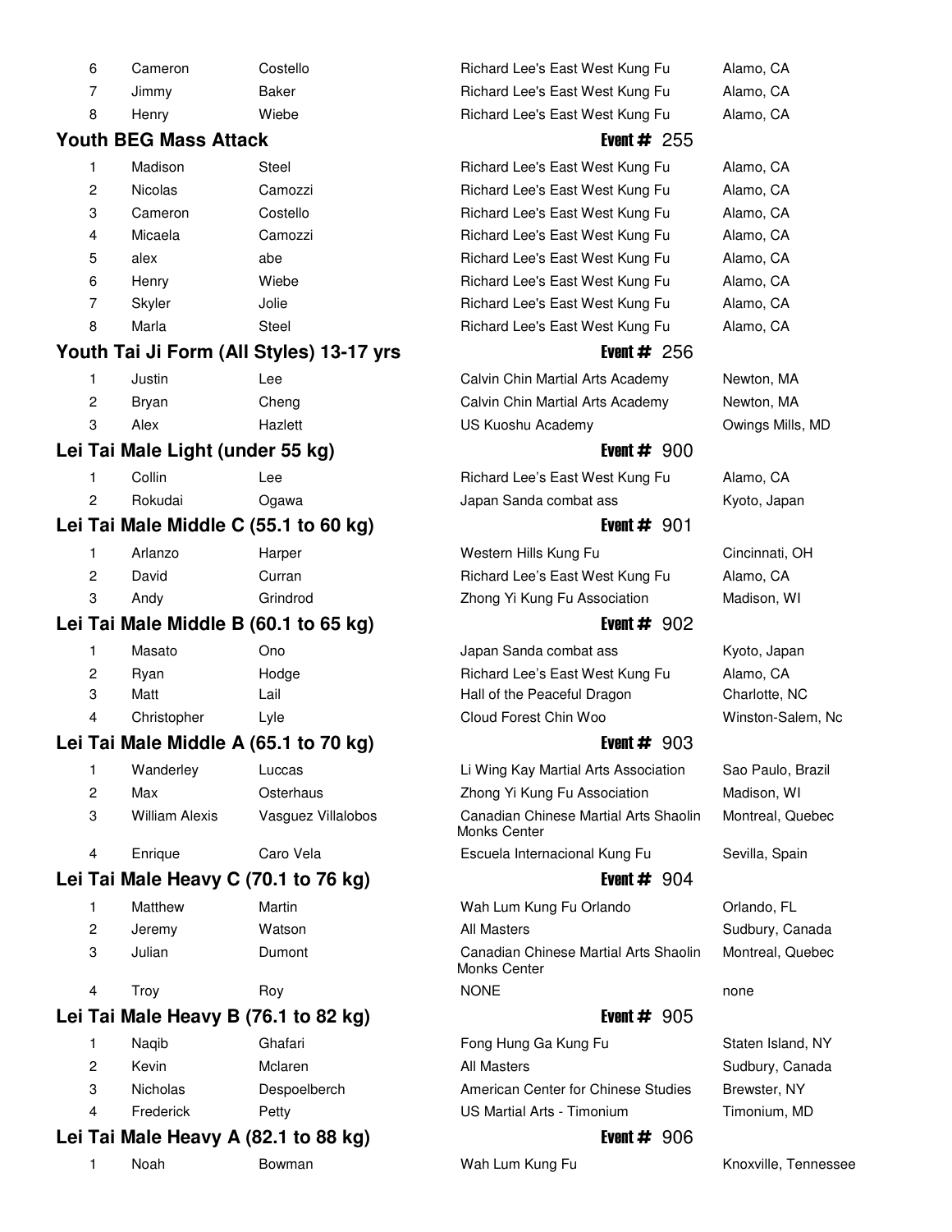| | | | | |
|---|---|---|---|---|
| 6 | Cameron | Costello | Richard Lee's East West Kung Fu | Alamo, CA |
| 7 | Jimmy | Baker | Richard Lee's East West Kung Fu | Alamo, CA |
| 8 | Henry | Wiebe | Richard Lee's East West Kung Fu | Alamo, CA |

### Youth BEG Mass Attack — Event # 255

| | | | | |
|---|---|---|---|---|
| 1 | Madison | Steel | Richard Lee's East West Kung Fu | Alamo, CA |
| 2 | Nicolas | Camozzi | Richard Lee's East West Kung Fu | Alamo, CA |
| 3 | Cameron | Costello | Richard Lee's East West Kung Fu | Alamo, CA |
| 4 | Micaela | Camozzi | Richard Lee's East West Kung Fu | Alamo, CA |
| 5 | alex | abe | Richard Lee's East West Kung Fu | Alamo, CA |
| 6 | Henry | Wiebe | Richard Lee's East West Kung Fu | Alamo, CA |
| 7 | Skyler | Jolie | Richard Lee's East West Kung Fu | Alamo, CA |
| 8 | Marla | Steel | Richard Lee's East West Kung Fu | Alamo, CA |

### Youth Tai Ji Form (All Styles) 13-17 yrs — Event # 256

| | | | | |
|---|---|---|---|---|
| 1 | Justin | Lee | Calvin Chin Martial Arts Academy | Newton, MA |
| 2 | Bryan | Cheng | Calvin Chin Martial Arts Academy | Newton, MA |
| 3 | Alex | Hazlett | US Kuoshu Academy | Owings Mills, MD |

### Lei Tai Male Light (under 55 kg) — Event # 900

| | | | | |
|---|---|---|---|---|
| 1 | Collin | Lee | Richard Lee's East West Kung Fu | Alamo, CA |
| 2 | Rokudai | Ogawa | Japan Sanda combat ass | Kyoto, Japan |

### Lei Tai Male Middle C (55.1 to 60 kg) — Event # 901

| | | | | |
|---|---|---|---|---|
| 1 | Arlanzo | Harper | Western Hills Kung Fu | Cincinnati, OH |
| 2 | David | Curran | Richard Lee's East West Kung Fu | Alamo, CA |
| 3 | Andy | Grindrod | Zhong Yi Kung Fu Association | Madison, WI |

### Lei Tai Male Middle B (60.1 to 65 kg) — Event # 902

| | | | | |
|---|---|---|---|---|
| 1 | Masato | Ono | Japan Sanda combat ass | Kyoto, Japan |
| 2 | Ryan | Hodge | Richard Lee's East West Kung Fu | Alamo, CA |
| 3 | Matt | Lail | Hall of the Peaceful Dragon | Charlotte, NC |
| 4 | Christopher | Lyle | Cloud Forest Chin Woo | Winston-Salem, Nc |

### Lei Tai Male Middle A (65.1 to 70 kg) — Event # 903

| | | | | |
|---|---|---|---|---|
| 1 | Wanderley | Luccas | Li Wing Kay Martial Arts Association | Sao Paulo, Brazil |
| 2 | Max | Osterhaus | Zhong Yi Kung Fu Association | Madison, WI |
| 3 | William Alexis | Vasguez Villalobos | Canadian Chinese Martial Arts Shaolin Monks Center | Montreal, Quebec |
| 4 | Enrique | Caro Vela | Escuela Internacional Kung Fu | Sevilla, Spain |

### Lei Tai Male Heavy C (70.1 to 76 kg) — Event # 904

| | | | | |
|---|---|---|---|---|
| 1 | Matthew | Martin | Wah Lum Kung Fu Orlando | Orlando, FL |
| 2 | Jeremy | Watson | All Masters | Sudbury, Canada |
| 3 | Julian | Dumont | Canadian Chinese Martial Arts Shaolin Monks Center | Montreal, Quebec |
| 4 | Troy | Roy | NONE | none |

### Lei Tai Male Heavy B (76.1 to 82 kg) — Event # 905

| | | | | |
|---|---|---|---|---|
| 1 | Naqib | Ghafari | Fong Hung Ga Kung Fu | Staten Island, NY |
| 2 | Kevin | Mclaren | All Masters | Sudbury, Canada |
| 3 | Nicholas | Despoelberch | American Center for Chinese Studies | Brewster, NY |
| 4 | Frederick | Petty | US Martial Arts - Timonium | Timonium, MD |

### Lei Tai Male Heavy A (82.1 to 88 kg) — Event # 906

| | | | | |
|---|---|---|---|---|
| 1 | Noah | Bowman | Wah Lum Kung Fu | Knoxville, Tennessee |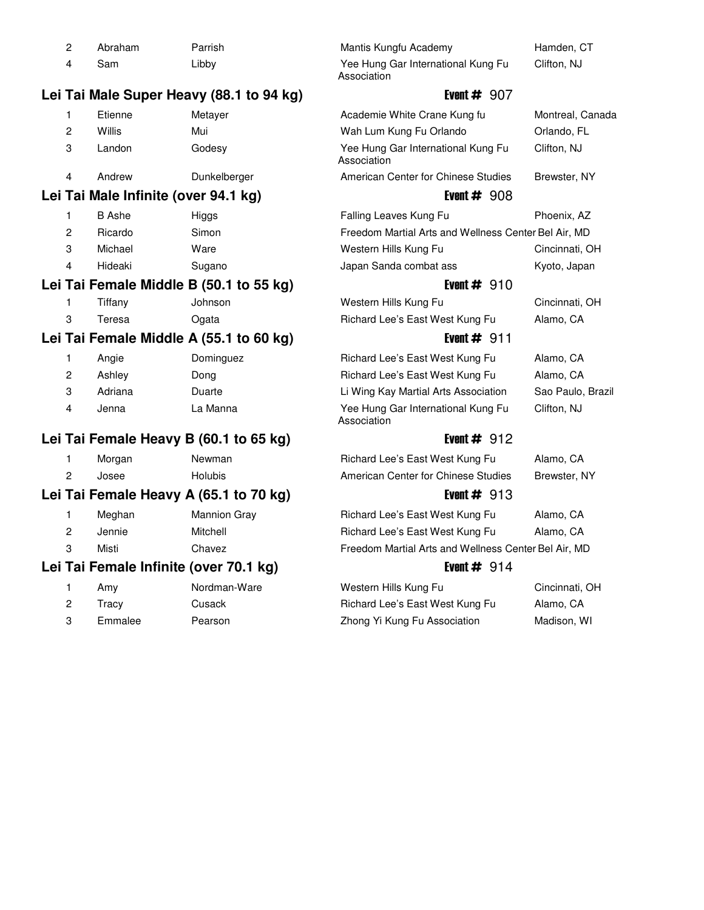| | | | | |
|---|---|---|---|---|
| 2 | Abraham | Parrish | Mantis Kungfu Academy | Hamden, CT |
| 4 | Sam | Libby | Yee Hung Gar International Kung Fu Association | Clifton, NJ |

### Lei Tai Male Super Heavy (88.1 to 94 kg) — Event # 907

| | | | | |
|---|---|---|---|---|
| 1 | Etienne | Metayer | Academie White Crane Kung fu | Montreal, Canada |
| 2 | Willis | Mui | Wah Lum Kung Fu Orlando | Orlando, FL |
| 3 | Landon | Godesy | Yee Hung Gar International Kung Fu Association | Clifton, NJ |
| 4 | Andrew | Dunkelberger | American Center for Chinese Studies | Brewster, NY |

### Lei Tai Male Infinite (over 94.1 kg) — Event # 908

| | | | | |
|---|---|---|---|---|
| 1 | B Ashe | Higgs | Falling Leaves Kung Fu | Phoenix, AZ |
| 2 | Ricardo | Simon | Freedom Martial Arts and Wellness Center | Bel Air, MD |
| 3 | Michael | Ware | Western Hills Kung Fu | Cincinnati, OH |
| 4 | Hideaki | Sugano | Japan Sanda combat ass | Kyoto, Japan |

### Lei Tai Female Middle B (50.1 to 55 kg) — Event # 910

| | | | | |
|---|---|---|---|---|
| 1 | Tiffany | Johnson | Western Hills Kung Fu | Cincinnati, OH |
| 3 | Teresa | Ogata | Richard Lee's East West Kung Fu | Alamo, CA |

### Lei Tai Female Middle A (55.1 to 60 kg) — Event # 911

| | | | | |
|---|---|---|---|---|
| 1 | Angie | Dominguez | Richard Lee's East West Kung Fu | Alamo, CA |
| 2 | Ashley | Dong | Richard Lee's East West Kung Fu | Alamo, CA |
| 3 | Adriana | Duarte | Li Wing Kay Martial Arts Association | Sao Paulo, Brazil |
| 4 | Jenna | La Manna | Yee Hung Gar International Kung Fu Association | Clifton, NJ |

### Lei Tai Female Heavy B (60.1 to 65 kg) — Event # 912

| | | | | |
|---|---|---|---|---|
| 1 | Morgan | Newman | Richard Lee's East West Kung Fu | Alamo, CA |
| 2 | Josee | Holubis | American Center for Chinese Studies | Brewster, NY |

### Lei Tai Female Heavy A (65.1 to 70 kg) — Event # 913

| | | | | |
|---|---|---|---|---|
| 1 | Meghan | Mannion Gray | Richard Lee's East West Kung Fu | Alamo, CA |
| 2 | Jennie | Mitchell | Richard Lee's East West Kung Fu | Alamo, CA |
| 3 | Misti | Chavez | Freedom Martial Arts and Wellness Center | Bel Air, MD |

### Lei Tai Female Infinite (over 70.1 kg) — Event # 914

| | | | | |
|---|---|---|---|---|
| 1 | Amy | Nordman-Ware | Western Hills Kung Fu | Cincinnati, OH |
| 2 | Tracy | Cusack | Richard Lee's East West Kung Fu | Alamo, CA |
| 3 | Emmalee | Pearson | Zhong Yi Kung Fu Association | Madison, WI |